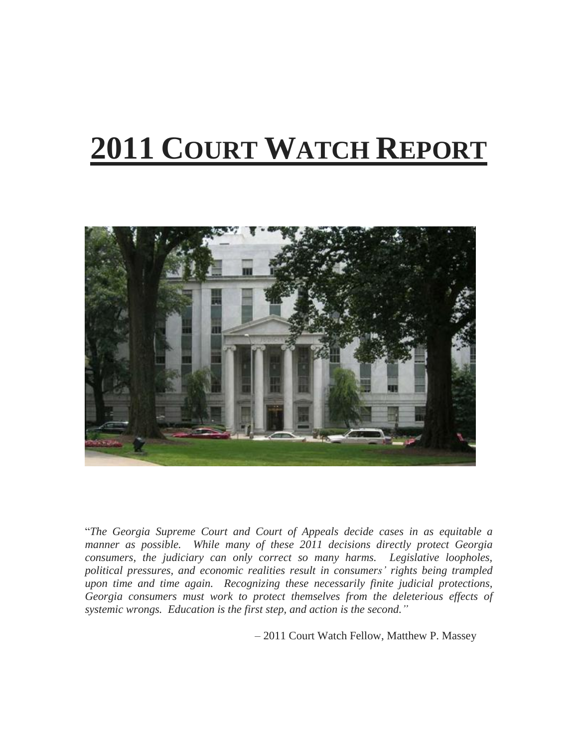# **2011 COURT WATCH REPORT**

"*The Georgia Supreme Court and Court of Appeals decide cases in as equitable a manner as possible. While many of these 2011 decisions directly protect Georgia consumers, the judiciary can only correct so many harms. Legislative loopholes, political pressures, and economic realities result in consumers' rights being trampled upon time and time again. Recognizing these necessarily finite judicial protections, Georgia consumers must work to protect themselves from the deleterious effects of systemic wrongs. Education is the first step, and action is the second.*"

– 2011 Court Watch Fellow, Matthew P. Massey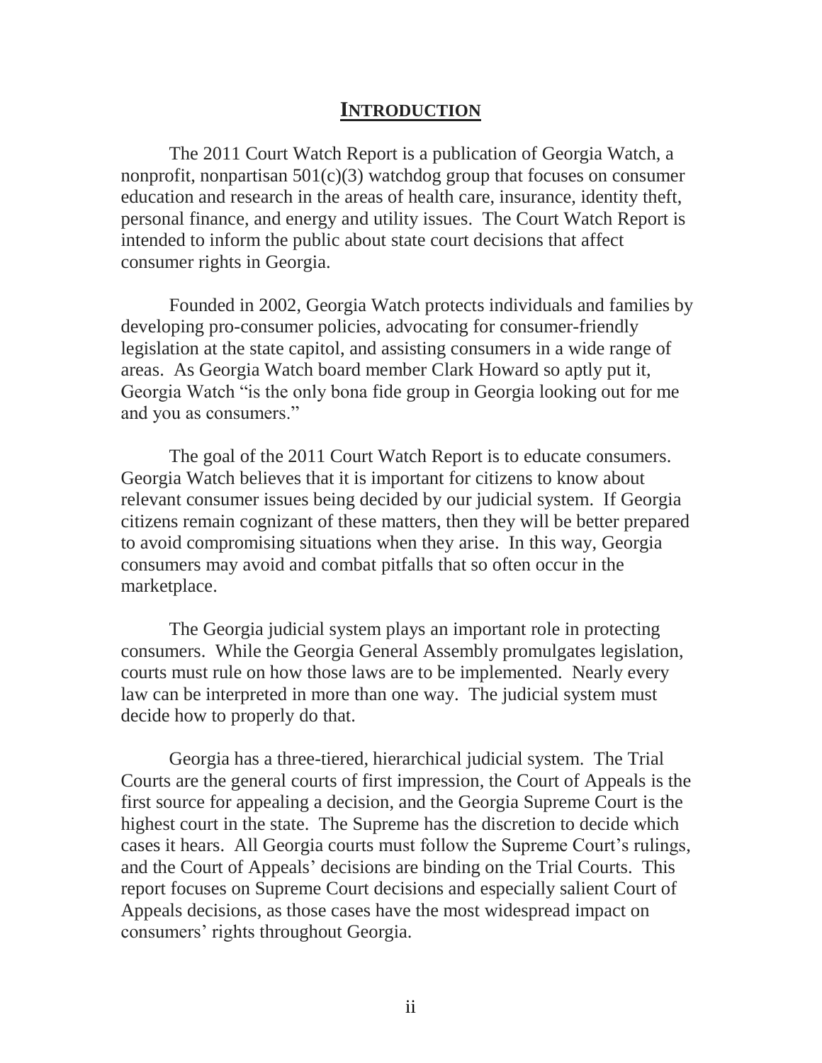# INTRODUCTION

The 2011 Court Watch Report is a publication of Georgia Watch, a nonprofit, nonpartisan 501(c)(3) watchdog group that focuses on consumer education and research in the areas of health care, insurance, identity theft, personal finance, and energy and utility issues. The Court Watch Report is intended to inform the public about state court decisions that affect consumer rights in Georgia.

Founded in 2002, Georgia Watch protects individuals and families by developing pro-consumer policies, advocating for consumer-friendly legislation at the state capitol, and assisting consumers in a wide range of areas. As Georgia Watch board member Clark Howard so aptly put it, Georgia Watch "is the only bona fide group in Georgia looking out for me and you as consumers."

The goal of the 2011 Court Watch Report is to educate consumers. Georgia Watch believes that it is important for citizens to know about relevant consumer issues being decided by our judicial system. If Georgia citizens remain cognizant of these matters, then they will be better prepared to avoid compromising situations when they arise. In this way, Georgia consumers may avoid and combat pitfalls that so often occur in the marketplace.

The Georgia judicial system plays an important role in protecting consumers. While the Georgia General Assembly promulgates legislation, courts must rule on how those laws are to be implemented. Nearly every law can be interpreted in more than one way. The judicial system must decide how to properly do that.

Georgia has a three-tiered, hierarchical judicial system. The Trial Courts are the general courts of first impression, the Court of Appeals is the first source for appealing a decision, and the Georgia Supreme Court is the highest court in the state. The Supreme has the discretion to decide which cases it hears. All Georgia courts must follow the Supreme Court's rulings, and the Court of Appeals' decisions are binding on the Trial Courts. This report focuses on Supreme Court decisions and especially salient Court of Appeals decisions, as those cases have the most widespread impact on consumers' rights throughout Georgia.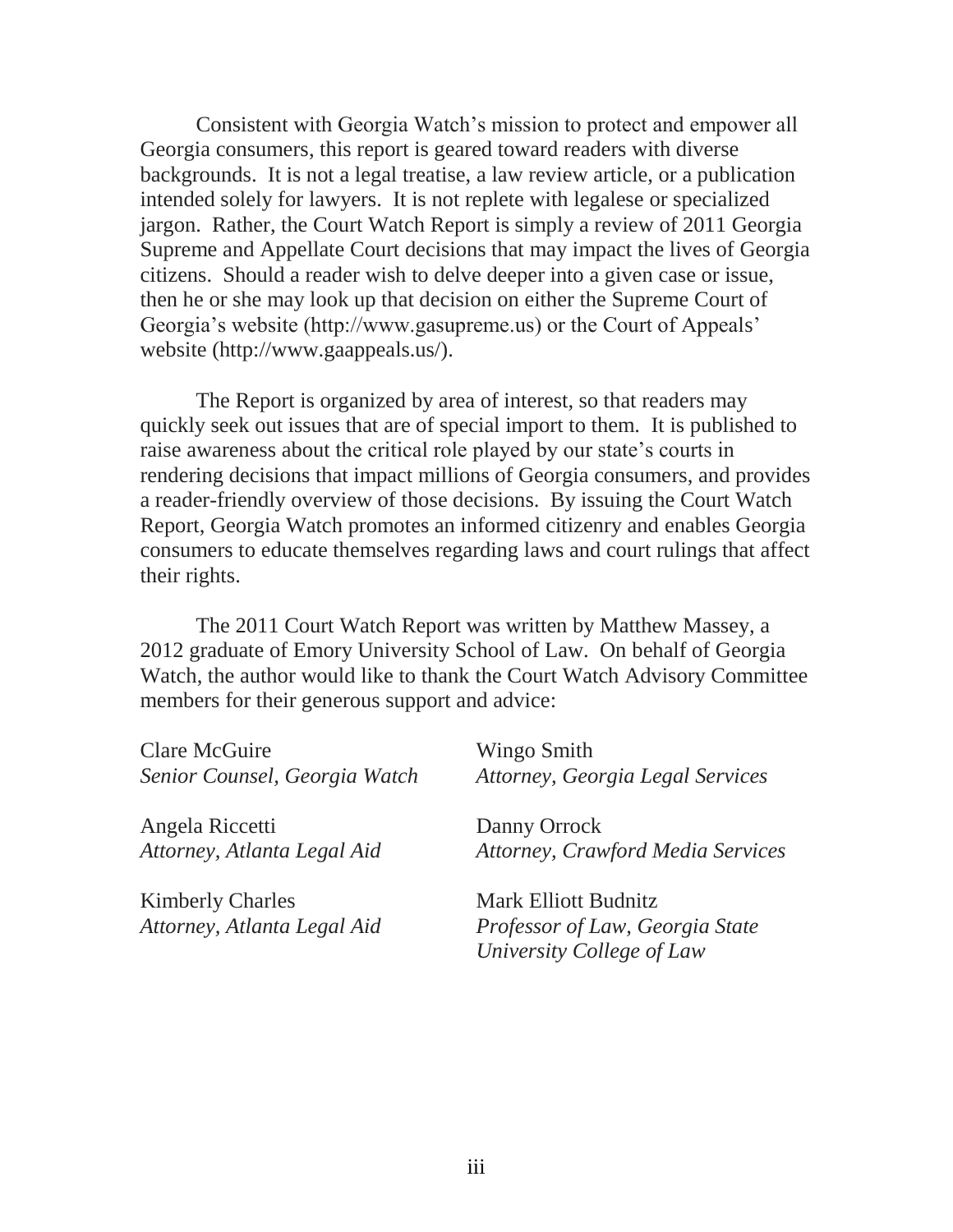Consistent with Georgia Watch's mission to protect and empower all Georgia consumers, this report is geared toward readers with diverse backgrounds. It is not a legal treatise, a law review article, or a publication intended solely for lawyers. It is not replete with legalese or specialized jargon. Rather, the Court Watch Report is simply a review of 2011 Georgia Supreme and Appellate Court decisions that may impact the lives of Georgia citizens. Should a reader wish to delve deeper into a given case or issue, then he or she may look up that decision on either the Supreme Court of Georgia's website (http://www.gasupreme.us) or the Court of Appeals' website (http://www.gaappeals.us/).

The Report is organized by area of interest, so that readers may quickly seek out issues that are of special import to them. It is published to raise awareness about the critical role played by our state's courts in rendering decisions that impact millions of Georgia consumers, and provides a reader-friendly overview of those decisions. By issuing the Court Watch Report, Georgia Watch promotes an informed citizenry and enables Georgia consumers to educate themselves regarding laws and court rulings that affect their rights.

The 2011 Court Watch Report was written by Matthew Massey, a 2012 graduate of Emory University School of Law. On behalf of Georgia Watch, the author would like to thank the Court Watch Advisory Committee members for their generous support and advice:

Clare McGuire
*Senior Counsel, Georgia Watch*

Angela Riccetti
*Attorney, Atlanta Legal Aid*

Kimberly Charles
*Attorney, Atlanta Legal Aid*

Wingo Smith
*Attorney, Georgia Legal Services*

Danny Orrock
*Attorney, Crawford Media Services*

Mark Elliott Budnitz
*Professor of Law, Georgia State University College of Law*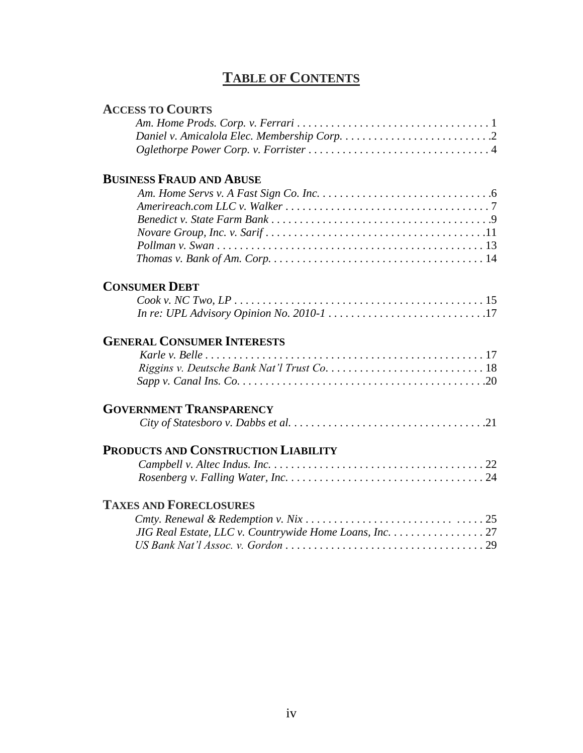# TABLE OF CONTENTS

**ACCESS TO COURTS**

*Am. Home Prods. Corp. v. Ferrari* . . . . . . . . . . . . . . . . . . . . . . . . . . . . . . . . . . . 1
*Daniel v. Amicalola Elec. Membership Corp.* . . . . . . . . . . . . . . . . . . . . . . . . . . .2
*Oglethorpe Power Corp. v. Forrister* . . . . . . . . . . . . . . . . . . . . . . . . . . . . . . . . 4

**BUSINESS FRAUD AND ABUSE**

*Am. Home Servs v. A Fast Sign Co. Inc.* . . . . . . . . . . . . . . . . . . . . . . . . . . . . . .6
*Amerireach.com LLC v. Walker* . . . . . . . . . . . . . . . . . . . . . . . . . . . . . . . . . . . . 7
*Benedict v. State Farm Bank* . . . . . . . . . . . . . . . . . . . . . . . . . . . . . . . . . . . . . . .9
*Novare Group, Inc. v. Sarif* . . . . . . . . . . . . . . . . . . . . . . . . . . . . . . . . . . . . . . .11
*Pollman v. Swan* . . . . . . . . . . . . . . . . . . . . . . . . . . . . . . . . . . . . . . . . . . . . . . . 13
*Thomas v. Bank of Am. Corp.* . . . . . . . . . . . . . . . . . . . . . . . . . . . . . . . . . . . . . 14

**CONSUMER DEBT**

*Cook v. NC Two, LP* . . . . . . . . . . . . . . . . . . . . . . . . . . . . . . . . . . . . . . . . . . . . 15
*In re: UPL Advisory Opinion No. 2010-1* . . . . . . . . . . . . . . . . . . . . . . . . . . . . .17

**GENERAL CONSUMER INTERESTS**

*Karle v. Belle* . . . . . . . . . . . . . . . . . . . . . . . . . . . . . . . . . . . . . . . . . . . . . . . . . 17
*Riggins v. Deutsche Bank Nat'l Trust Co.* . . . . . . . . . . . . . . . . . . . . . . . . . . . . 18
*Sapp v. Canal Ins. Co.* . . . . . . . . . . . . . . . . . . . . . . . . . . . . . . . . . . . . . . . . . . .20

**GOVERNMENT TRANSPARENCY**

*City of Statesboro v. Dabbs et al.* . . . . . . . . . . . . . . . . . . . . . . . . . . . . . . . . . . .21

**PRODUCTS AND CONSTRUCTION LIABILITY**

*Campbell v. Altec Indus. Inc.* . . . . . . . . . . . . . . . . . . . . . . . . . . . . . . . . . . . . . . 22
*Rosenberg v. Falling Water, Inc.* . . . . . . . . . . . . . . . . . . . . . . . . . . . . . . . . . . . 24

**TAXES AND FORECLOSURES**

*Cmty. Renewal & Redemption v. Nix* . . . . . . . . . . . . . . . . . . . . . . . . . . . . . . . . 25
*JIG Real Estate, LLC v. Countrywide Home Loans, Inc.* . . . . . . . . . . . . . . . . . 27
*US Bank Nat'l Assoc. v. Gordon* . . . . . . . . . . . . . . . . . . . . . . . . . . . . . . . . . . . 29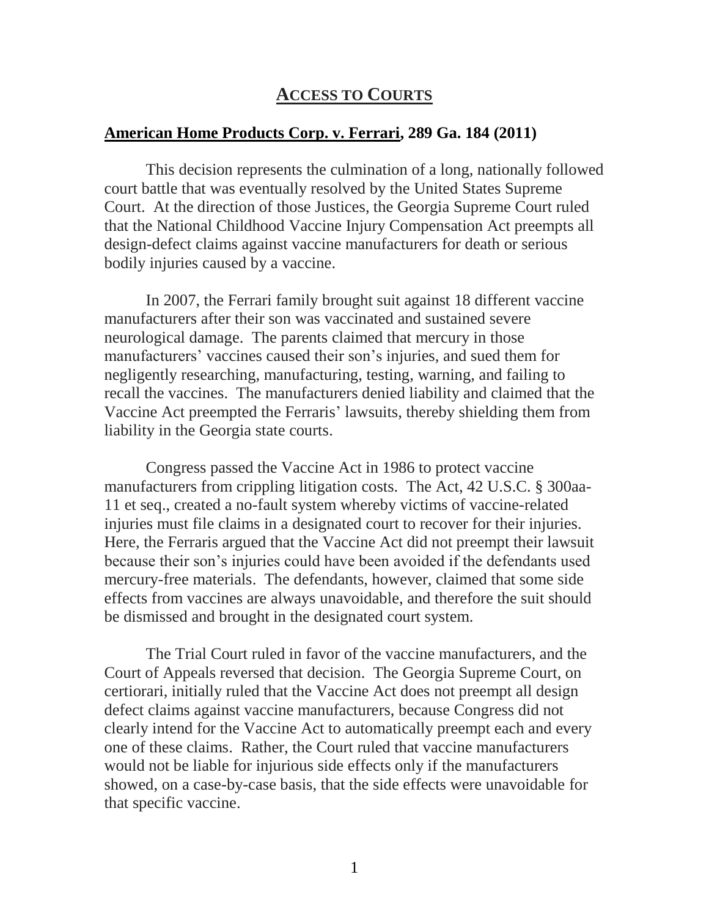## ACCESS TO COURTS

**American Home Products Corp. v. Ferrari, 289 Ga. 184 (2011)**

This decision represents the culmination of a long, nationally followed court battle that was eventually resolved by the United States Supreme Court. At the direction of those Justices, the Georgia Supreme Court ruled that the National Childhood Vaccine Injury Compensation Act preempts all design-defect claims against vaccine manufacturers for death or serious bodily injuries caused by a vaccine.

In 2007, the Ferrari family brought suit against 18 different vaccine manufacturers after their son was vaccinated and sustained severe neurological damage. The parents claimed that mercury in those manufacturers' vaccines caused their son's injuries, and sued them for negligently researching, manufacturing, testing, warning, and failing to recall the vaccines. The manufacturers denied liability and claimed that the Vaccine Act preempted the Ferraris' lawsuits, thereby shielding them from liability in the Georgia state courts.

Congress passed the Vaccine Act in 1986 to protect vaccine manufacturers from crippling litigation costs. The Act, 42 U.S.C. § 300aa-11 et seq., created a no-fault system whereby victims of vaccine-related injuries must file claims in a designated court to recover for their injuries. Here, the Ferraris argued that the Vaccine Act did not preempt their lawsuit because their son's injuries could have been avoided if the defendants used mercury-free materials. The defendants, however, claimed that some side effects from vaccines are always unavoidable, and therefore the suit should be dismissed and brought in the designated court system.

The Trial Court ruled in favor of the vaccine manufacturers, and the Court of Appeals reversed that decision. The Georgia Supreme Court, on certiorari, initially ruled that the Vaccine Act does not preempt all design defect claims against vaccine manufacturers, because Congress did not clearly intend for the Vaccine Act to automatically preempt each and every one of these claims. Rather, the Court ruled that vaccine manufacturers would not be liable for injurious side effects only if the manufacturers showed, on a case-by-case basis, that the side effects were unavoidable for that specific vaccine.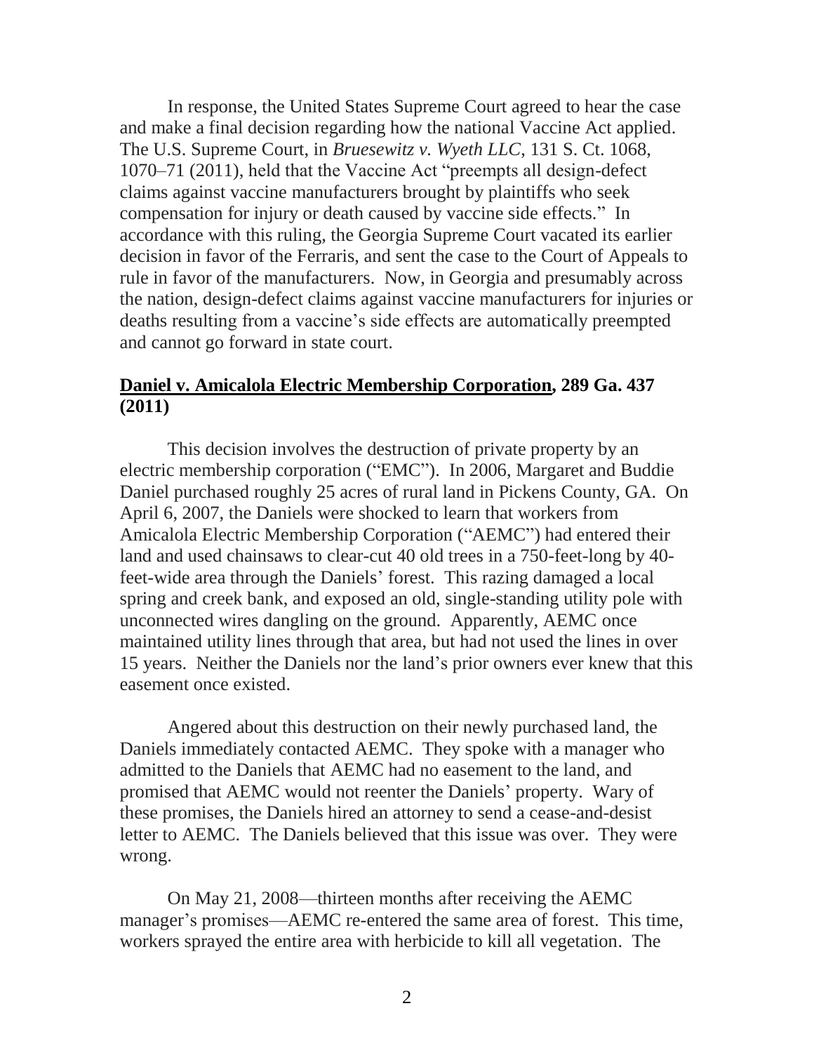In response, the United States Supreme Court agreed to hear the case and make a final decision regarding how the national Vaccine Act applied. The U.S. Supreme Court, in *Bruesewitz v. Wyeth LLC*, 131 S. Ct. 1068, 1070–71 (2011), held that the Vaccine Act "preempts all design-defect claims against vaccine manufacturers brought by plaintiffs who seek compensation for injury or death caused by vaccine side effects." In accordance with this ruling, the Georgia Supreme Court vacated its earlier decision in favor of the Ferraris, and sent the case to the Court of Appeals to rule in favor of the manufacturers. Now, in Georgia and presumably across the nation, design-defect claims against vaccine manufacturers for injuries or deaths resulting from a vaccine's side effects are automatically preempted and cannot go forward in state court.

## **<u>Daniel v. Amicalola Electric Membership Corporation</u>, 289 Ga. 437 (2011)**

This decision involves the destruction of private property by an electric membership corporation ("EMC"). In 2006, Margaret and Buddie Daniel purchased roughly 25 acres of rural land in Pickens County, GA. On April 6, 2007, the Daniels were shocked to learn that workers from Amicalola Electric Membership Corporation ("AEMC") had entered their land and used chainsaws to clear-cut 40 old trees in a 750-feet-long by 40-feet-wide area through the Daniels' forest. This razing damaged a local spring and creek bank, and exposed an old, single-standing utility pole with unconnected wires dangling on the ground. Apparently, AEMC once maintained utility lines through that area, but had not used the lines in over 15 years. Neither the Daniels nor the land's prior owners ever knew that this easement once existed.

Angered about this destruction on their newly purchased land, the Daniels immediately contacted AEMC. They spoke with a manager who admitted to the Daniels that AEMC had no easement to the land, and promised that AEMC would not reenter the Daniels' property. Wary of these promises, the Daniels hired an attorney to send a cease-and-desist letter to AEMC. The Daniels believed that this issue was over. They were wrong.

On May 21, 2008—thirteen months after receiving the AEMC manager's promises—AEMC re-entered the same area of forest. This time, workers sprayed the entire area with herbicide to kill all vegetation. The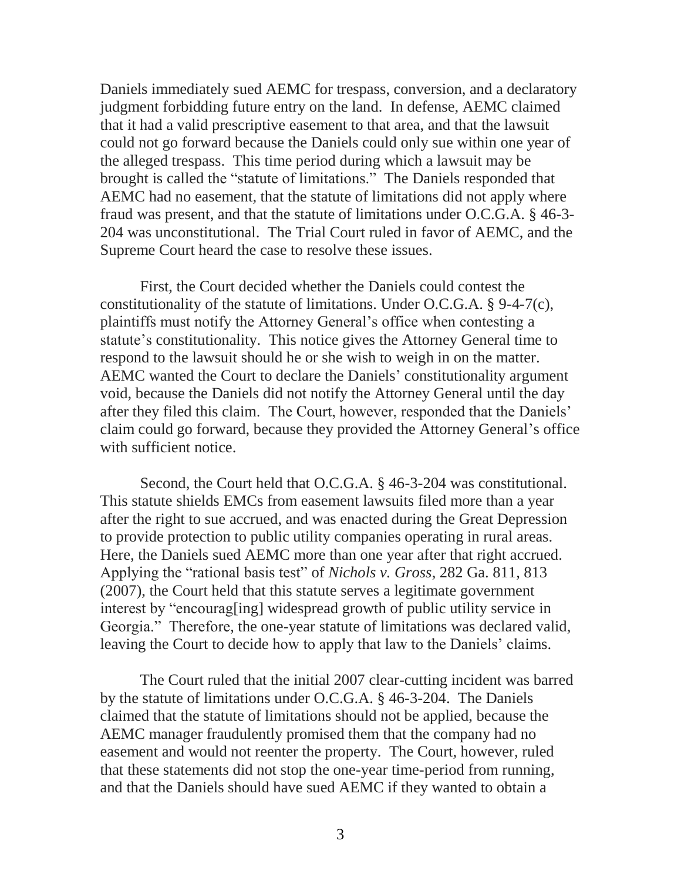Daniels immediately sued AEMC for trespass, conversion, and a declaratory judgment forbidding future entry on the land. In defense, AEMC claimed that it had a valid prescriptive easement to that area, and that the lawsuit could not go forward because the Daniels could only sue within one year of the alleged trespass. This time period during which a lawsuit may be brought is called the "statute of limitations." The Daniels responded that AEMC had no easement, that the statute of limitations did not apply where fraud was present, and that the statute of limitations under O.C.G.A. § 46-3-204 was unconstitutional. The Trial Court ruled in favor of AEMC, and the Supreme Court heard the case to resolve these issues.

First, the Court decided whether the Daniels could contest the constitutionality of the statute of limitations. Under O.C.G.A. § 9-4-7(c), plaintiffs must notify the Attorney General's office when contesting a statute's constitutionality. This notice gives the Attorney General time to respond to the lawsuit should he or she wish to weigh in on the matter. AEMC wanted the Court to declare the Daniels' constitutionality argument void, because the Daniels did not notify the Attorney General until the day after they filed this claim. The Court, however, responded that the Daniels' claim could go forward, because they provided the Attorney General's office with sufficient notice.

Second, the Court held that O.C.G.A. § 46-3-204 was constitutional. This statute shields EMCs from easement lawsuits filed more than a year after the right to sue accrued, and was enacted during the Great Depression to provide protection to public utility companies operating in rural areas. Here, the Daniels sued AEMC more than one year after that right accrued. Applying the "rational basis test" of *Nichols v. Gross*, 282 Ga. 811, 813 (2007), the Court held that this statute serves a legitimate government interest by "encourag[ing] widespread growth of public utility service in Georgia." Therefore, the one-year statute of limitations was declared valid, leaving the Court to decide how to apply that law to the Daniels' claims.

The Court ruled that the initial 2007 clear-cutting incident was barred by the statute of limitations under O.C.G.A. § 46-3-204. The Daniels claimed that the statute of limitations should not be applied, because the AEMC manager fraudulently promised them that the company had no easement and would not reenter the property. The Court, however, ruled that these statements did not stop the one-year time-period from running, and that the Daniels should have sued AEMC if they wanted to obtain a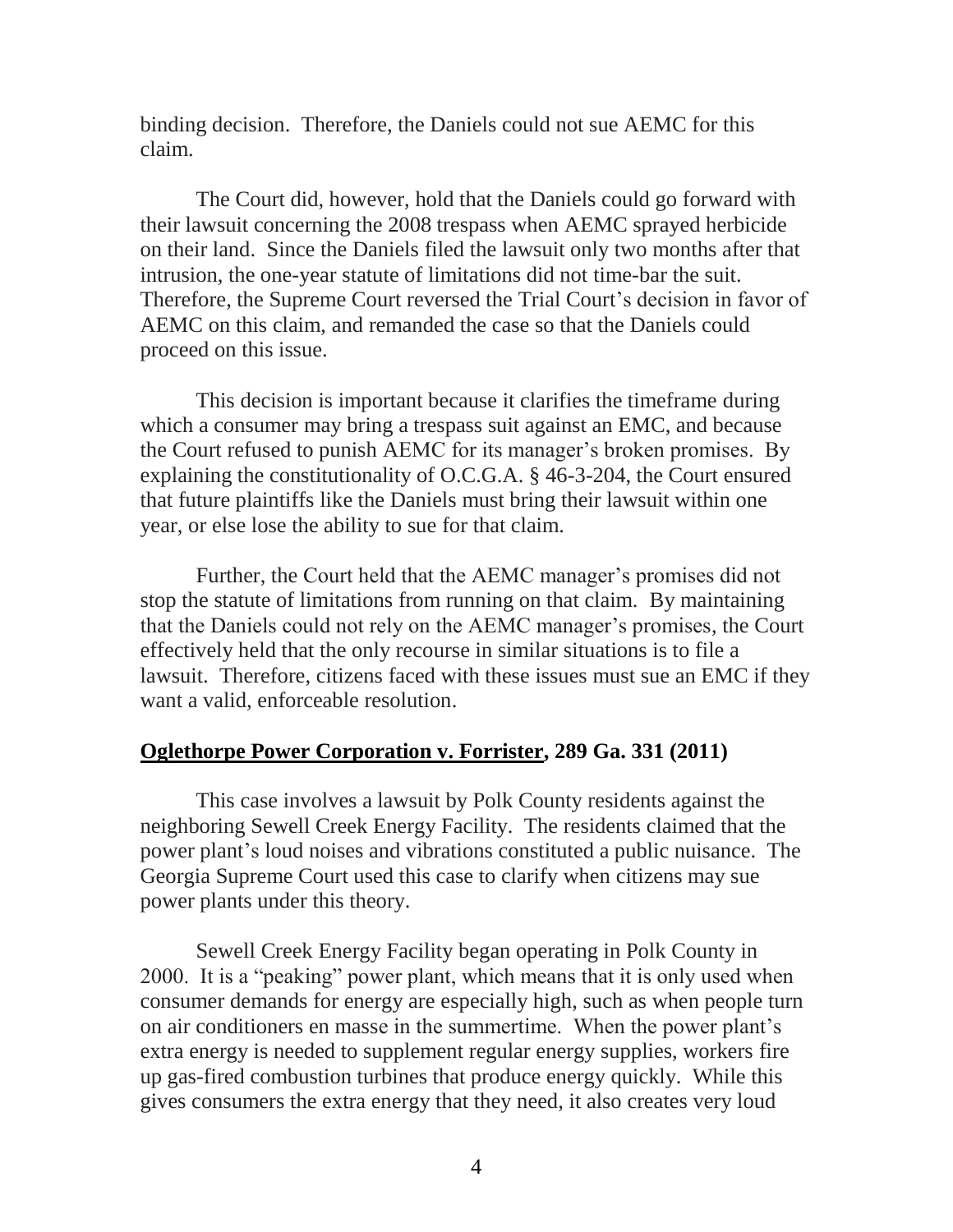binding decision. Therefore, the Daniels could not sue AEMC for this claim.

The Court did, however, hold that the Daniels could go forward with their lawsuit concerning the 2008 trespass when AEMC sprayed herbicide on their land. Since the Daniels filed the lawsuit only two months after that intrusion, the one-year statute of limitations did not time-bar the suit. Therefore, the Supreme Court reversed the Trial Court's decision in favor of AEMC on this claim, and remanded the case so that the Daniels could proceed on this issue.

This decision is important because it clarifies the timeframe during which a consumer may bring a trespass suit against an EMC, and because the Court refused to punish AEMC for its manager's broken promises. By explaining the constitutionality of O.C.G.A. § 46-3-204, the Court ensured that future plaintiffs like the Daniels must bring their lawsuit within one year, or else lose the ability to sue for that claim.

Further, the Court held that the AEMC manager's promises did not stop the statute of limitations from running on that claim. By maintaining that the Daniels could not rely on the AEMC manager's promises, the Court effectively held that the only recourse in similar situations is to file a lawsuit. Therefore, citizens faced with these issues must sue an EMC if they want a valid, enforceable resolution.

**<u>Oglethorpe Power Corporation v. Forrister</u>, 289 Ga. 331 (2011)**

This case involves a lawsuit by Polk County residents against the neighboring Sewell Creek Energy Facility. The residents claimed that the power plant's loud noises and vibrations constituted a public nuisance. The Georgia Supreme Court used this case to clarify when citizens may sue power plants under this theory.

Sewell Creek Energy Facility began operating in Polk County in 2000. It is a "peaking" power plant, which means that it is only used when consumer demands for energy are especially high, such as when people turn on air conditioners en masse in the summertime. When the power plant's extra energy is needed to supplement regular energy supplies, workers fire up gas-fired combustion turbines that produce energy quickly. While this gives consumers the extra energy that they need, it also creates very loud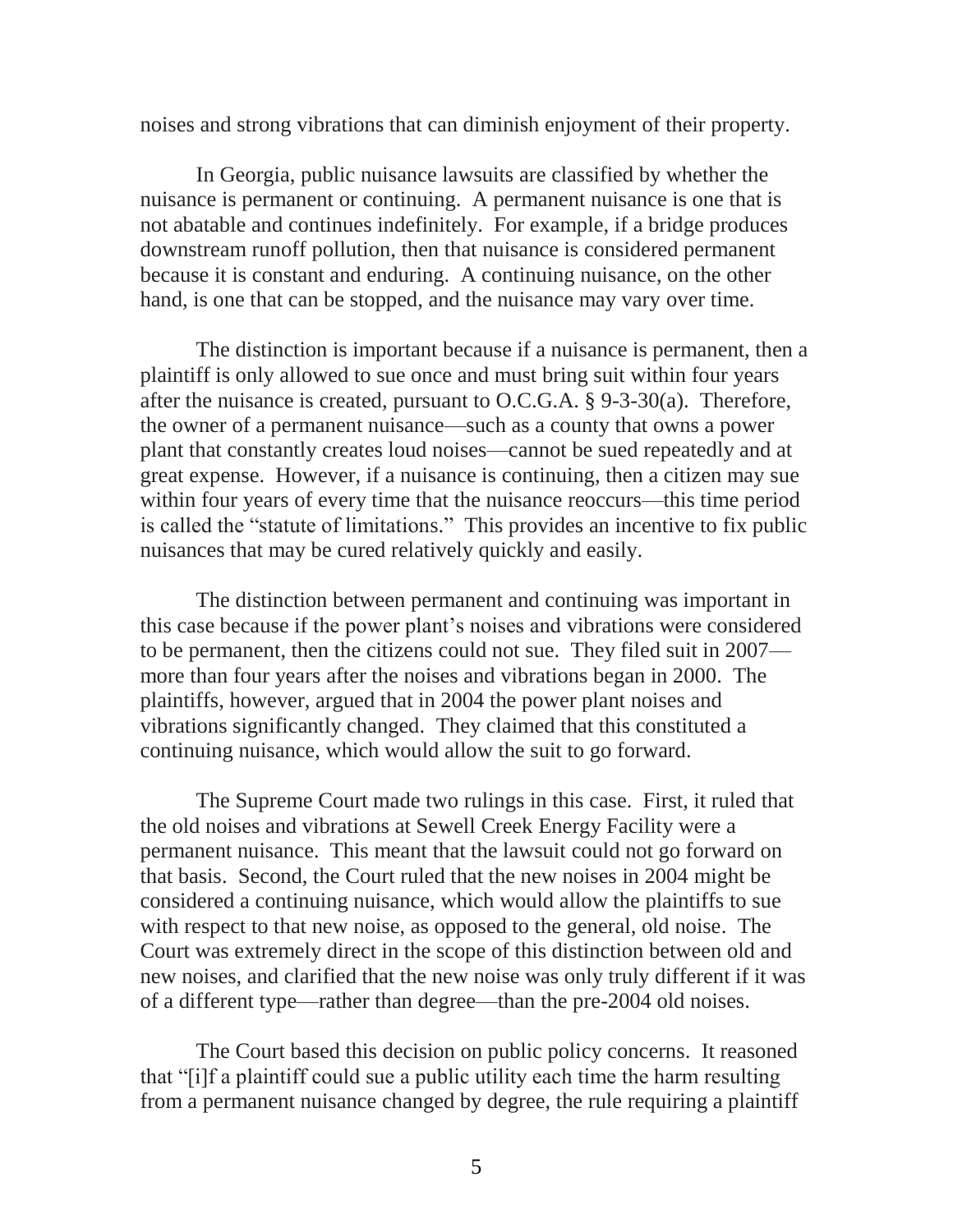noises and strong vibrations that can diminish enjoyment of their property.

In Georgia, public nuisance lawsuits are classified by whether the nuisance is permanent or continuing. A permanent nuisance is one that is not abatable and continues indefinitely. For example, if a bridge produces downstream runoff pollution, then that nuisance is considered permanent because it is constant and enduring. A continuing nuisance, on the other hand, is one that can be stopped, and the nuisance may vary over time.

The distinction is important because if a nuisance is permanent, then a plaintiff is only allowed to sue once and must bring suit within four years after the nuisance is created, pursuant to O.C.G.A. § 9-3-30(a). Therefore, the owner of a permanent nuisance—such as a county that owns a power plant that constantly creates loud noises—cannot be sued repeatedly and at great expense. However, if a nuisance is continuing, then a citizen may sue within four years of every time that the nuisance reoccurs—this time period is called the "statute of limitations." This provides an incentive to fix public nuisances that may be cured relatively quickly and easily.

The distinction between permanent and continuing was important in this case because if the power plant's noises and vibrations were considered to be permanent, then the citizens could not sue. They filed suit in 2007—more than four years after the noises and vibrations began in 2000. The plaintiffs, however, argued that in 2004 the power plant noises and vibrations significantly changed. They claimed that this constituted a continuing nuisance, which would allow the suit to go forward.

The Supreme Court made two rulings in this case. First, it ruled that the old noises and vibrations at Sewell Creek Energy Facility were a permanent nuisance. This meant that the lawsuit could not go forward on that basis. Second, the Court ruled that the new noises in 2004 might be considered a continuing nuisance, which would allow the plaintiffs to sue with respect to that new noise, as opposed to the general, old noise. The Court was extremely direct in the scope of this distinction between old and new noises, and clarified that the new noise was only truly different if it was of a different type—rather than degree—than the pre-2004 old noises.

The Court based this decision on public policy concerns. It reasoned that "[i]f a plaintiff could sue a public utility each time the harm resulting from a permanent nuisance changed by degree, the rule requiring a plaintiff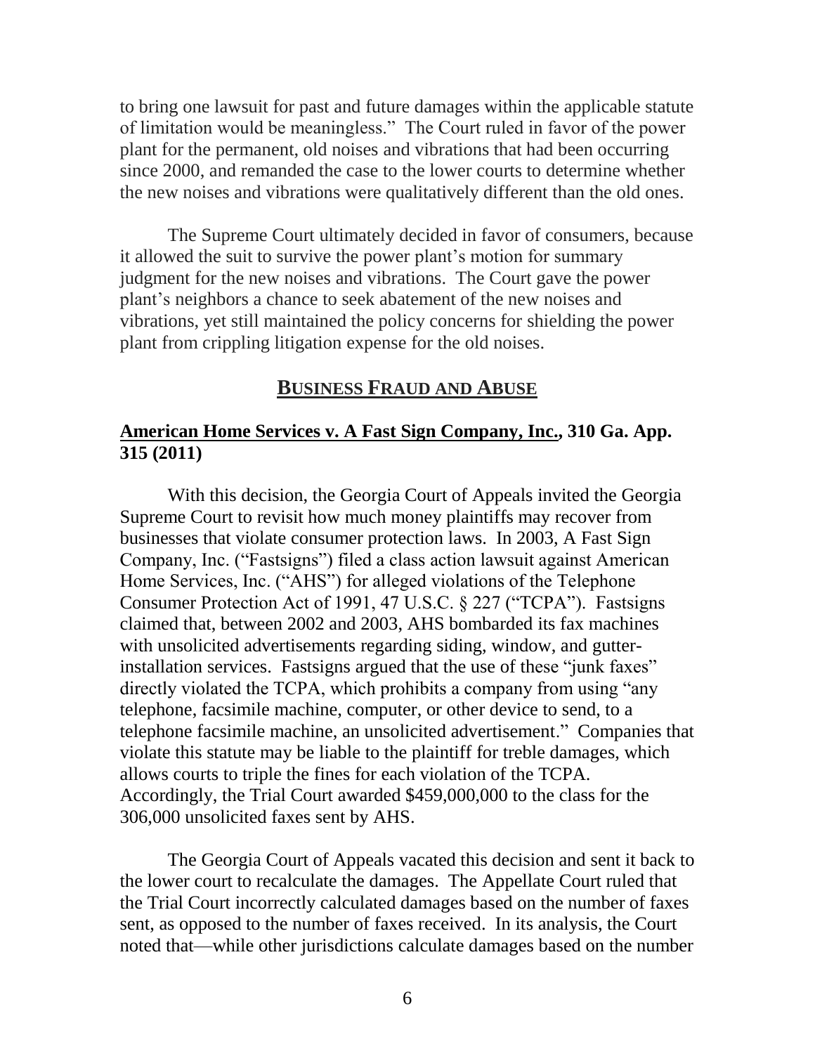to bring one lawsuit for past and future damages within the applicable statute of limitation would be meaningless." The Court ruled in favor of the power plant for the permanent, old noises and vibrations that had been occurring since 2000, and remanded the case to the lower courts to determine whether the new noises and vibrations were qualitatively different than the old ones.

The Supreme Court ultimately decided in favor of consumers, because it allowed the suit to survive the power plant's motion for summary judgment for the new noises and vibrations. The Court gave the power plant's neighbors a chance to seek abatement of the new noises and vibrations, yet still maintained the policy concerns for shielding the power plant from crippling litigation expense for the old noises.

## BUSINESS FRAUD AND ABUSE

### American Home Services v. A Fast Sign Company, Inc., 310 Ga. App. 315 (2011)

With this decision, the Georgia Court of Appeals invited the Georgia Supreme Court to revisit how much money plaintiffs may recover from businesses that violate consumer protection laws. In 2003, A Fast Sign Company, Inc. ("Fastsigns") filed a class action lawsuit against American Home Services, Inc. ("AHS") for alleged violations of the Telephone Consumer Protection Act of 1991, 47 U.S.C. § 227 ("TCPA"). Fastsigns claimed that, between 2002 and 2003, AHS bombarded its fax machines with unsolicited advertisements regarding siding, window, and gutter-installation services. Fastsigns argued that the use of these "junk faxes" directly violated the TCPA, which prohibits a company from using "any telephone, facsimile machine, computer, or other device to send, to a telephone facsimile machine, an unsolicited advertisement." Companies that violate this statute may be liable to the plaintiff for treble damages, which allows courts to triple the fines for each violation of the TCPA. Accordingly, the Trial Court awarded $459,000,000 to the class for the 306,000 unsolicited faxes sent by AHS.

The Georgia Court of Appeals vacated this decision and sent it back to the lower court to recalculate the damages. The Appellate Court ruled that the Trial Court incorrectly calculated damages based on the number of faxes sent, as opposed to the number of faxes received. In its analysis, the Court noted that—while other jurisdictions calculate damages based on the number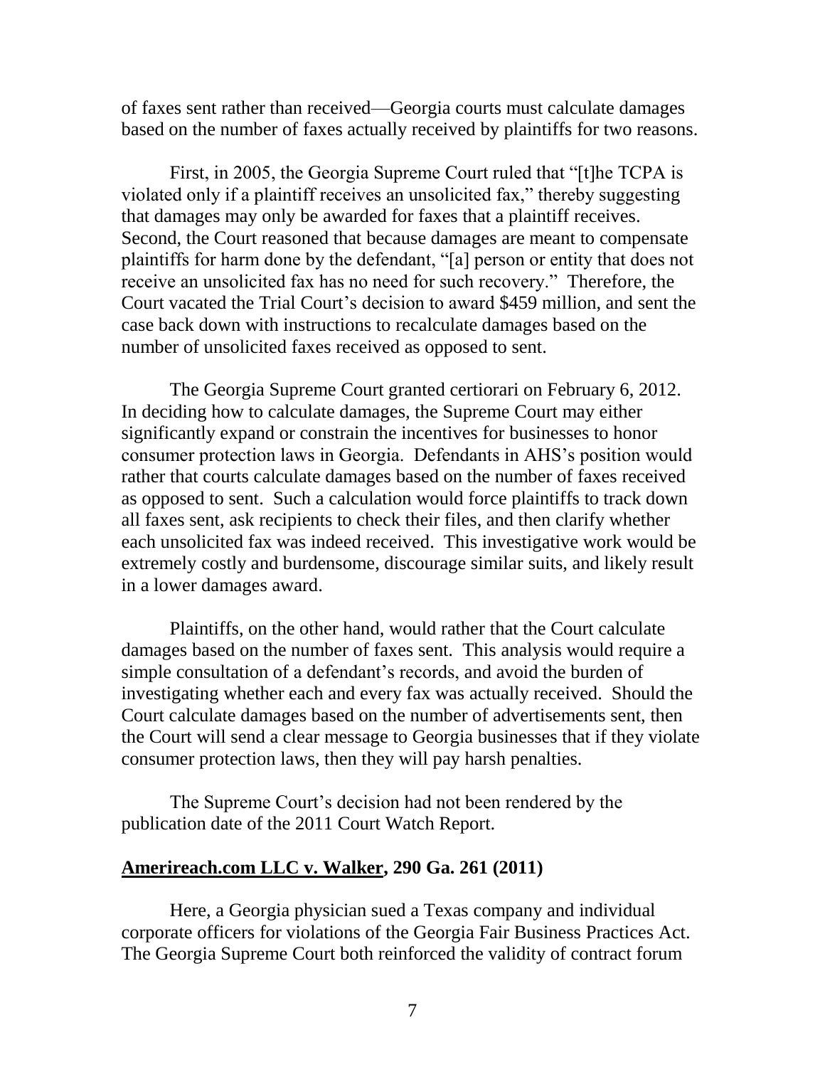of faxes sent rather than received—Georgia courts must calculate damages based on the number of faxes actually received by plaintiffs for two reasons.

First, in 2005, the Georgia Supreme Court ruled that "[t]he TCPA is violated only if a plaintiff receives an unsolicited fax," thereby suggesting that damages may only be awarded for faxes that a plaintiff receives. Second, the Court reasoned that because damages are meant to compensate plaintiffs for harm done by the defendant, "[a] person or entity that does not receive an unsolicited fax has no need for such recovery." Therefore, the Court vacated the Trial Court's decision to award $459 million, and sent the case back down with instructions to recalculate damages based on the number of unsolicited faxes received as opposed to sent.

The Georgia Supreme Court granted certiorari on February 6, 2012. In deciding how to calculate damages, the Supreme Court may either significantly expand or constrain the incentives for businesses to honor consumer protection laws in Georgia. Defendants in AHS's position would rather that courts calculate damages based on the number of faxes received as opposed to sent. Such a calculation would force plaintiffs to track down all faxes sent, ask recipients to check their files, and then clarify whether each unsolicited fax was indeed received. This investigative work would be extremely costly and burdensome, discourage similar suits, and likely result in a lower damages award.

Plaintiffs, on the other hand, would rather that the Court calculate damages based on the number of faxes sent. This analysis would require a simple consultation of a defendant's records, and avoid the burden of investigating whether each and every fax was actually received. Should the Court calculate damages based on the number of advertisements sent, then the Court will send a clear message to Georgia businesses that if they violate consumer protection laws, then they will pay harsh penalties.

The Supreme Court's decision had not been rendered by the publication date of the 2011 Court Watch Report.

**Amerireach.com LLC v. Walker, 290 Ga. 261 (2011)**

Here, a Georgia physician sued a Texas company and individual corporate officers for violations of the Georgia Fair Business Practices Act. The Georgia Supreme Court both reinforced the validity of contract forum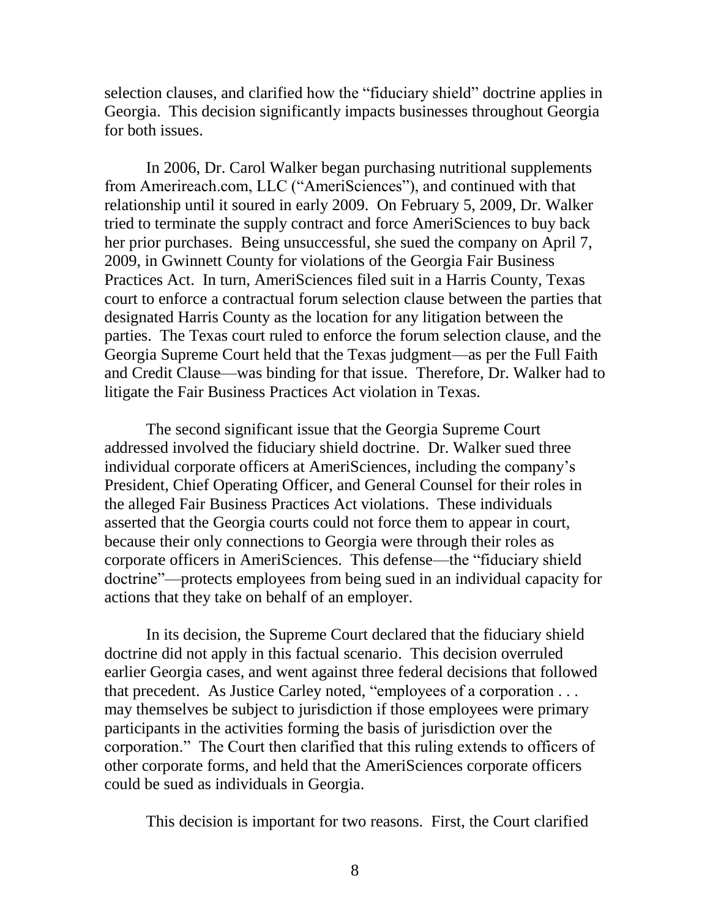selection clauses, and clarified how the "fiduciary shield" doctrine applies in Georgia. This decision significantly impacts businesses throughout Georgia for both issues.

In 2006, Dr. Carol Walker began purchasing nutritional supplements from Amerireach.com, LLC ("AmeriSciences"), and continued with that relationship until it soured in early 2009. On February 5, 2009, Dr. Walker tried to terminate the supply contract and force AmeriSciences to buy back her prior purchases. Being unsuccessful, she sued the company on April 7, 2009, in Gwinnett County for violations of the Georgia Fair Business Practices Act. In turn, AmeriSciences filed suit in a Harris County, Texas court to enforce a contractual forum selection clause between the parties that designated Harris County as the location for any litigation between the parties. The Texas court ruled to enforce the forum selection clause, and the Georgia Supreme Court held that the Texas judgment—as per the Full Faith and Credit Clause—was binding for that issue. Therefore, Dr. Walker had to litigate the Fair Business Practices Act violation in Texas.

The second significant issue that the Georgia Supreme Court addressed involved the fiduciary shield doctrine. Dr. Walker sued three individual corporate officers at AmeriSciences, including the company's President, Chief Operating Officer, and General Counsel for their roles in the alleged Fair Business Practices Act violations. These individuals asserted that the Georgia courts could not force them to appear in court, because their only connections to Georgia were through their roles as corporate officers in AmeriSciences. This defense—the "fiduciary shield doctrine"—protects employees from being sued in an individual capacity for actions that they take on behalf of an employer.

In its decision, the Supreme Court declared that the fiduciary shield doctrine did not apply in this factual scenario. This decision overruled earlier Georgia cases, and went against three federal decisions that followed that precedent. As Justice Carley noted, "employees of a corporation . . . may themselves be subject to jurisdiction if those employees were primary participants in the activities forming the basis of jurisdiction over the corporation." The Court then clarified that this ruling extends to officers of other corporate forms, and held that the AmeriSciences corporate officers could be sued as individuals in Georgia.

This decision is important for two reasons. First, the Court clarified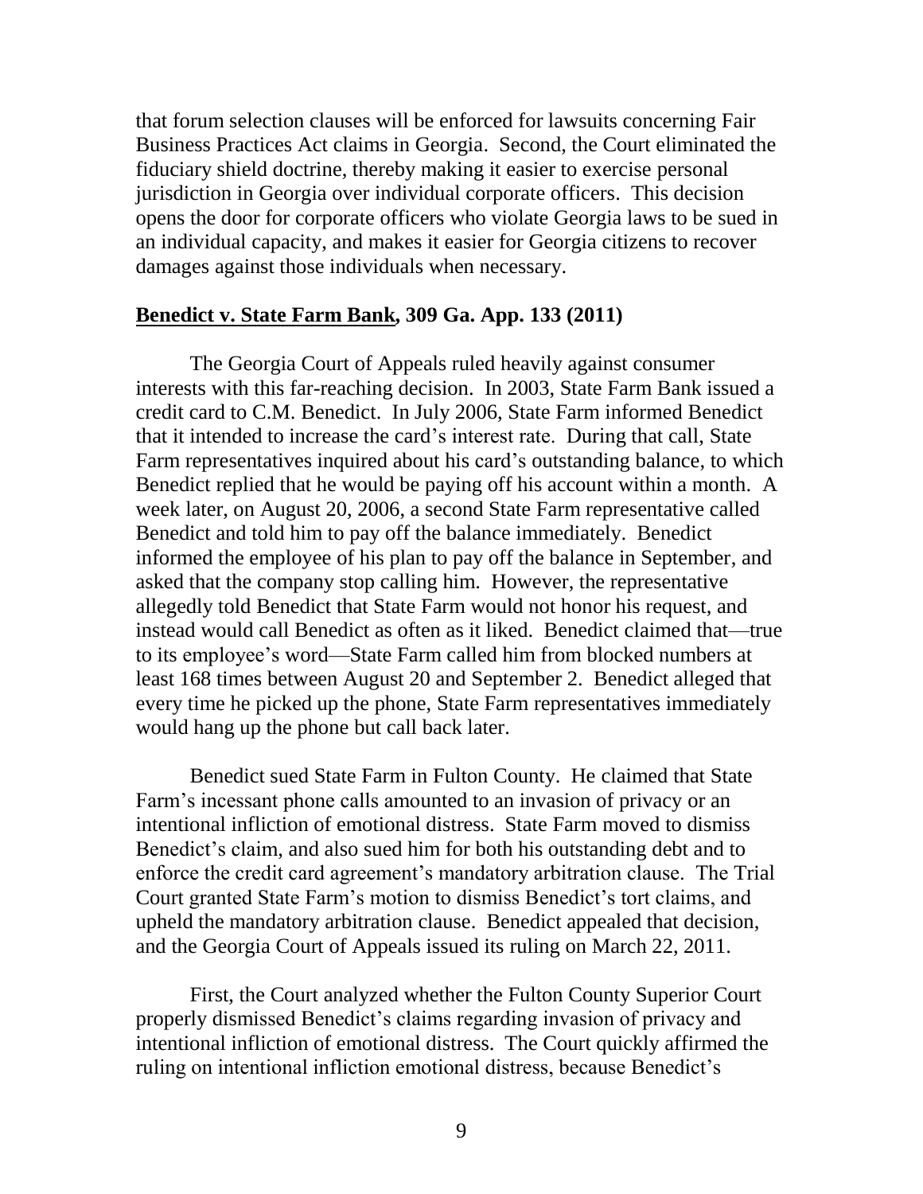that forum selection clauses will be enforced for lawsuits concerning Fair Business Practices Act claims in Georgia. Second, the Court eliminated the fiduciary shield doctrine, thereby making it easier to exercise personal jurisdiction in Georgia over individual corporate officers. This decision opens the door for corporate officers who violate Georgia laws to be sued in an individual capacity, and makes it easier for Georgia citizens to recover damages against those individuals when necessary.

**Benedict v. State Farm Bank, 309 Ga. App. 133 (2011)**

The Georgia Court of Appeals ruled heavily against consumer interests with this far-reaching decision. In 2003, State Farm Bank issued a credit card to C.M. Benedict. In July 2006, State Farm informed Benedict that it intended to increase the card's interest rate. During that call, State Farm representatives inquired about his card's outstanding balance, to which Benedict replied that he would be paying off his account within a month. A week later, on August 20, 2006, a second State Farm representative called Benedict and told him to pay off the balance immediately. Benedict informed the employee of his plan to pay off the balance in September, and asked that the company stop calling him. However, the representative allegedly told Benedict that State Farm would not honor his request, and instead would call Benedict as often as it liked. Benedict claimed that—true to its employee's word—State Farm called him from blocked numbers at least 168 times between August 20 and September 2. Benedict alleged that every time he picked up the phone, State Farm representatives immediately would hang up the phone but call back later.

Benedict sued State Farm in Fulton County. He claimed that State Farm's incessant phone calls amounted to an invasion of privacy or an intentional infliction of emotional distress. State Farm moved to dismiss Benedict's claim, and also sued him for both his outstanding debt and to enforce the credit card agreement's mandatory arbitration clause. The Trial Court granted State Farm's motion to dismiss Benedict's tort claims, and upheld the mandatory arbitration clause. Benedict appealed that decision, and the Georgia Court of Appeals issued its ruling on March 22, 2011.

First, the Court analyzed whether the Fulton County Superior Court properly dismissed Benedict's claims regarding invasion of privacy and intentional infliction of emotional distress. The Court quickly affirmed the ruling on intentional infliction emotional distress, because Benedict's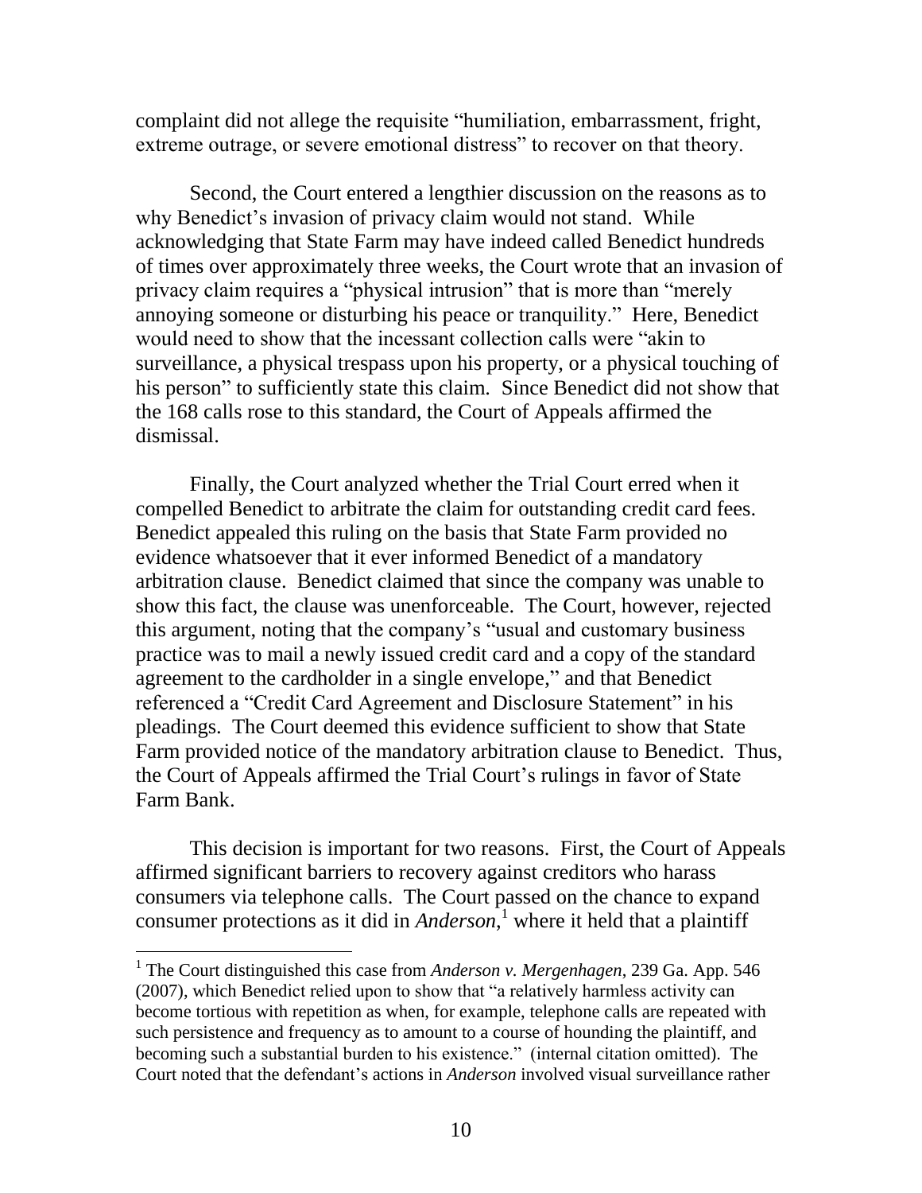complaint did not allege the requisite "humiliation, embarrassment, fright, extreme outrage, or severe emotional distress" to recover on that theory.

Second, the Court entered a lengthier discussion on the reasons as to why Benedict's invasion of privacy claim would not stand. While acknowledging that State Farm may have indeed called Benedict hundreds of times over approximately three weeks, the Court wrote that an invasion of privacy claim requires a "physical intrusion" that is more than "merely annoying someone or disturbing his peace or tranquility." Here, Benedict would need to show that the incessant collection calls were "akin to surveillance, a physical trespass upon his property, or a physical touching of his person" to sufficiently state this claim. Since Benedict did not show that the 168 calls rose to this standard, the Court of Appeals affirmed the dismissal.

Finally, the Court analyzed whether the Trial Court erred when it compelled Benedict to arbitrate the claim for outstanding credit card fees. Benedict appealed this ruling on the basis that State Farm provided no evidence whatsoever that it ever informed Benedict of a mandatory arbitration clause. Benedict claimed that since the company was unable to show this fact, the clause was unenforceable. The Court, however, rejected this argument, noting that the company's "usual and customary business practice was to mail a newly issued credit card and a copy of the standard agreement to the cardholder in a single envelope," and that Benedict referenced a "Credit Card Agreement and Disclosure Statement" in his pleadings. The Court deemed this evidence sufficient to show that State Farm provided notice of the mandatory arbitration clause to Benedict. Thus, the Court of Appeals affirmed the Trial Court's rulings in favor of State Farm Bank.

This decision is important for two reasons. First, the Court of Appeals affirmed significant barriers to recovery against creditors who harass consumers via telephone calls. The Court passed on the chance to expand consumer protections as it did in *Anderson*,[1] where it held that a plaintiff

[1] The Court distinguished this case from *Anderson v. Mergenhagen*, 239 Ga. App. 546 (2007), which Benedict relied upon to show that "a relatively harmless activity can become tortious with repetition as when, for example, telephone calls are repeated with such persistence and frequency as to amount to a course of hounding the plaintiff, and becoming such a substantial burden to his existence." (internal citation omitted). The Court noted that the defendant's actions in *Anderson* involved visual surveillance rather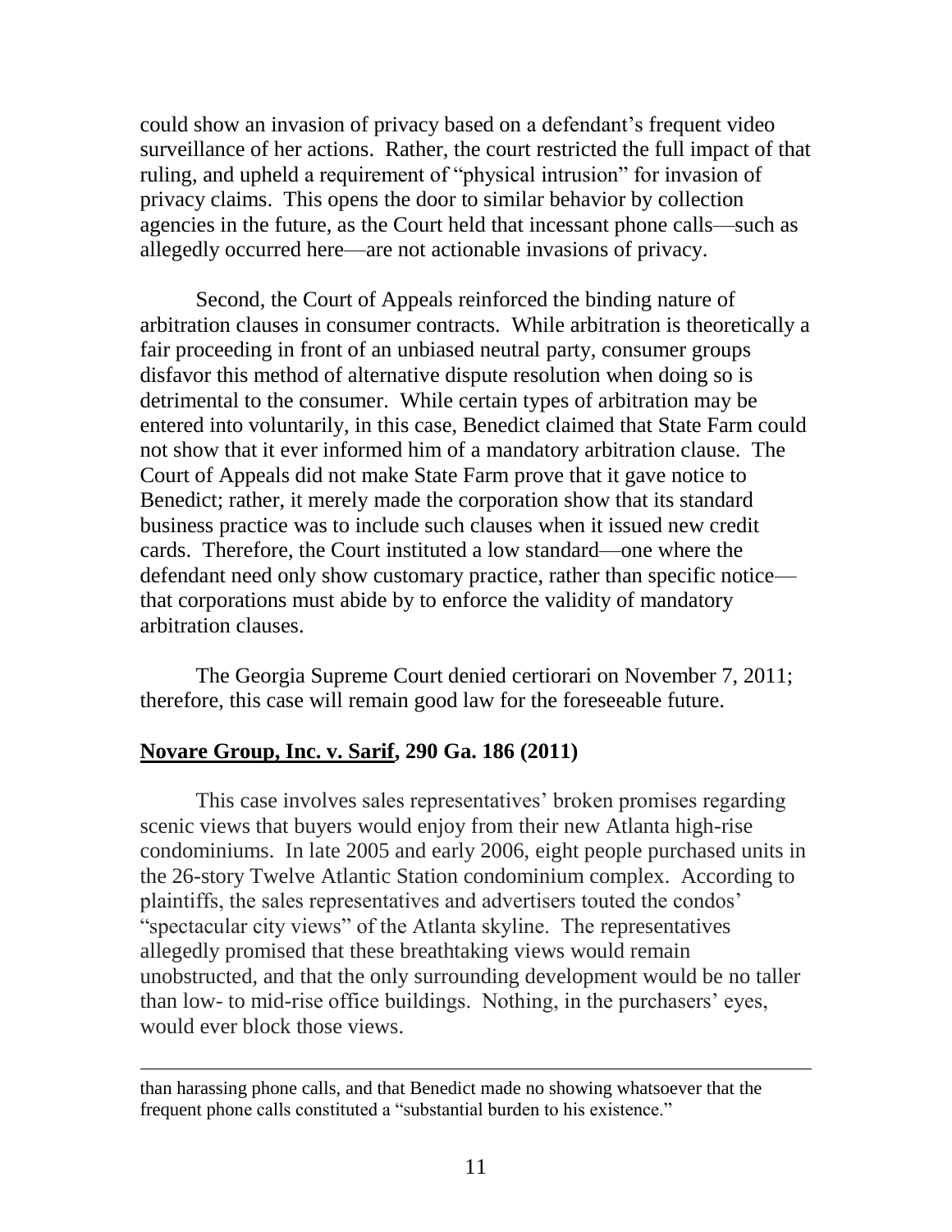could show an invasion of privacy based on a defendant's frequent video surveillance of her actions. Rather, the court restricted the full impact of that ruling, and upheld a requirement of "physical intrusion" for invasion of privacy claims. This opens the door to similar behavior by collection agencies in the future, as the Court held that incessant phone calls—such as allegedly occurred here—are not actionable invasions of privacy.

Second, the Court of Appeals reinforced the binding nature of arbitration clauses in consumer contracts. While arbitration is theoretically a fair proceeding in front of an unbiased neutral party, consumer groups disfavor this method of alternative dispute resolution when doing so is detrimental to the consumer. While certain types of arbitration may be entered into voluntarily, in this case, Benedict claimed that State Farm could not show that it ever informed him of a mandatory arbitration clause. The Court of Appeals did not make State Farm prove that it gave notice to Benedict; rather, it merely made the corporation show that its standard business practice was to include such clauses when it issued new credit cards. Therefore, the Court instituted a low standard—one where the defendant need only show customary practice, rather than specific notice—that corporations must abide by to enforce the validity of mandatory arbitration clauses.

The Georgia Supreme Court denied certiorari on November 7, 2011; therefore, this case will remain good law for the foreseeable future.

## **<u>Novare Group, Inc. v. Sarif</u>, 290 Ga. 186 (2011)**

This case involves sales representatives' broken promises regarding scenic views that buyers would enjoy from their new Atlanta high-rise condominiums. In late 2005 and early 2006, eight people purchased units in the 26-story Twelve Atlantic Station condominium complex. According to plaintiffs, the sales representatives and advertisers touted the condos' "spectacular city views" of the Atlanta skyline. The representatives allegedly promised that these breathtaking views would remain unobstructed, and that the only surrounding development would be no taller than low- to mid-rise office buildings. Nothing, in the purchasers' eyes, would ever block those views.

---

than harassing phone calls, and that Benedict made no showing whatsoever that the frequent phone calls constituted a "substantial burden to his existence."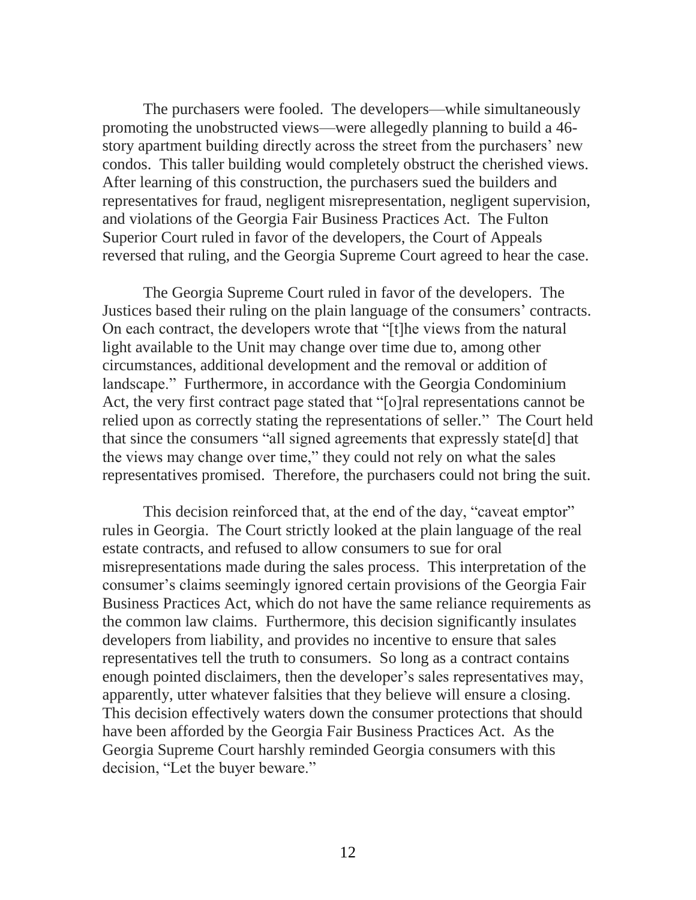The purchasers were fooled. The developers—while simultaneously promoting the unobstructed views—were allegedly planning to build a 46-story apartment building directly across the street from the purchasers' new condos. This taller building would completely obstruct the cherished views. After learning of this construction, the purchasers sued the builders and representatives for fraud, negligent misrepresentation, negligent supervision, and violations of the Georgia Fair Business Practices Act. The Fulton Superior Court ruled in favor of the developers, the Court of Appeals reversed that ruling, and the Georgia Supreme Court agreed to hear the case.

The Georgia Supreme Court ruled in favor of the developers. The Justices based their ruling on the plain language of the consumers' contracts. On each contract, the developers wrote that "[t]he views from the natural light available to the Unit may change over time due to, among other circumstances, additional development and the removal or addition of landscape." Furthermore, in accordance with the Georgia Condominium Act, the very first contract page stated that "[o]ral representations cannot be relied upon as correctly stating the representations of seller." The Court held that since the consumers "all signed agreements that expressly state[d] that the views may change over time," they could not rely on what the sales representatives promised. Therefore, the purchasers could not bring the suit.

This decision reinforced that, at the end of the day, "caveat emptor" rules in Georgia. The Court strictly looked at the plain language of the real estate contracts, and refused to allow consumers to sue for oral misrepresentations made during the sales process. This interpretation of the consumer's claims seemingly ignored certain provisions of the Georgia Fair Business Practices Act, which do not have the same reliance requirements as the common law claims. Furthermore, this decision significantly insulates developers from liability, and provides no incentive to ensure that sales representatives tell the truth to consumers. So long as a contract contains enough pointed disclaimers, then the developer's sales representatives may, apparently, utter whatever falsities that they believe will ensure a closing. This decision effectively waters down the consumer protections that should have been afforded by the Georgia Fair Business Practices Act. As the Georgia Supreme Court harshly reminded Georgia consumers with this decision, "Let the buyer beware."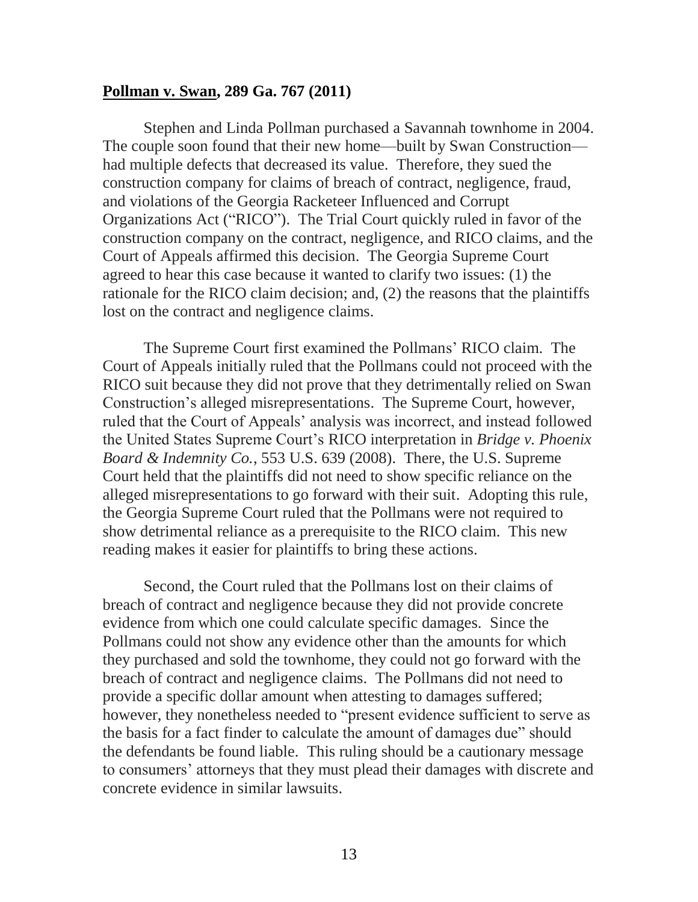**Pollman v. Swan, 289 Ga. 767 (2011)**

Stephen and Linda Pollman purchased a Savannah townhome in 2004. The couple soon found that their new home—built by Swan Construction—had multiple defects that decreased its value. Therefore, they sued the construction company for claims of breach of contract, negligence, fraud, and violations of the Georgia Racketeer Influenced and Corrupt Organizations Act ("RICO"). The Trial Court quickly ruled in favor of the construction company on the contract, negligence, and RICO claims, and the Court of Appeals affirmed this decision. The Georgia Supreme Court agreed to hear this case because it wanted to clarify two issues: (1) the rationale for the RICO claim decision; and, (2) the reasons that the plaintiffs lost on the contract and negligence claims.

The Supreme Court first examined the Pollmans' RICO claim. The Court of Appeals initially ruled that the Pollmans could not proceed with the RICO suit because they did not prove that they detrimentally relied on Swan Construction's alleged misrepresentations. The Supreme Court, however, ruled that the Court of Appeals' analysis was incorrect, and instead followed the United States Supreme Court's RICO interpretation in *Bridge v. Phoenix Board & Indemnity Co.*, 553 U.S. 639 (2008). There, the U.S. Supreme Court held that the plaintiffs did not need to show specific reliance on the alleged misrepresentations to go forward with their suit. Adopting this rule, the Georgia Supreme Court ruled that the Pollmans were not required to show detrimental reliance as a prerequisite to the RICO claim. This new reading makes it easier for plaintiffs to bring these actions.

Second, the Court ruled that the Pollmans lost on their claims of breach of contract and negligence because they did not provide concrete evidence from which one could calculate specific damages. Since the Pollmans could not show any evidence other than the amounts for which they purchased and sold the townhome, they could not go forward with the breach of contract and negligence claims. The Pollmans did not need to provide a specific dollar amount when attesting to damages suffered; however, they nonetheless needed to "present evidence sufficient to serve as the basis for a fact finder to calculate the amount of damages due" should the defendants be found liable. This ruling should be a cautionary message to consumers' attorneys that they must plead their damages with discrete and concrete evidence in similar lawsuits.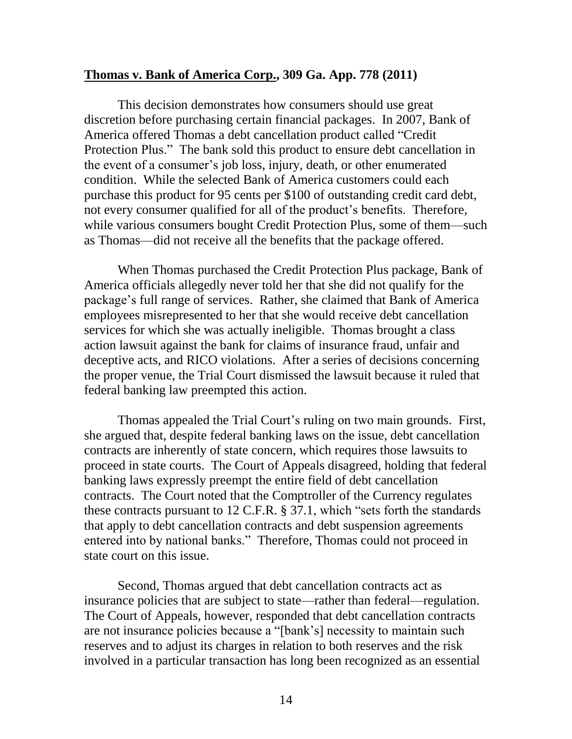**<u>Thomas v. Bank of America Corp.</u>, 309 Ga. App. 778 (2011)**

This decision demonstrates how consumers should use great discretion before purchasing certain financial packages. In 2007, Bank of America offered Thomas a debt cancellation product called "Credit Protection Plus." The bank sold this product to ensure debt cancellation in the event of a consumer's job loss, injury, death, or other enumerated condition. While the selected Bank of America customers could each purchase this product for 95 cents per $100 of outstanding credit card debt, not every consumer qualified for all of the product's benefits. Therefore, while various consumers bought Credit Protection Plus, some of them—such as Thomas—did not receive all the benefits that the package offered.

When Thomas purchased the Credit Protection Plus package, Bank of America officials allegedly never told her that she did not qualify for the package's full range of services. Rather, she claimed that Bank of America employees misrepresented to her that she would receive debt cancellation services for which she was actually ineligible. Thomas brought a class action lawsuit against the bank for claims of insurance fraud, unfair and deceptive acts, and RICO violations. After a series of decisions concerning the proper venue, the Trial Court dismissed the lawsuit because it ruled that federal banking law preempted this action.

Thomas appealed the Trial Court's ruling on two main grounds. First, she argued that, despite federal banking laws on the issue, debt cancellation contracts are inherently of state concern, which requires those lawsuits to proceed in state courts. The Court of Appeals disagreed, holding that federal banking laws expressly preempt the entire field of debt cancellation contracts. The Court noted that the Comptroller of the Currency regulates these contracts pursuant to 12 C.F.R. § 37.1, which "sets forth the standards that apply to debt cancellation contracts and debt suspension agreements entered into by national banks." Therefore, Thomas could not proceed in state court on this issue.

Second, Thomas argued that debt cancellation contracts act as insurance policies that are subject to state—rather than federal—regulation. The Court of Appeals, however, responded that debt cancellation contracts are not insurance policies because a "[bank's] necessity to maintain such reserves and to adjust its charges in relation to both reserves and the risk involved in a particular transaction has long been recognized as an essential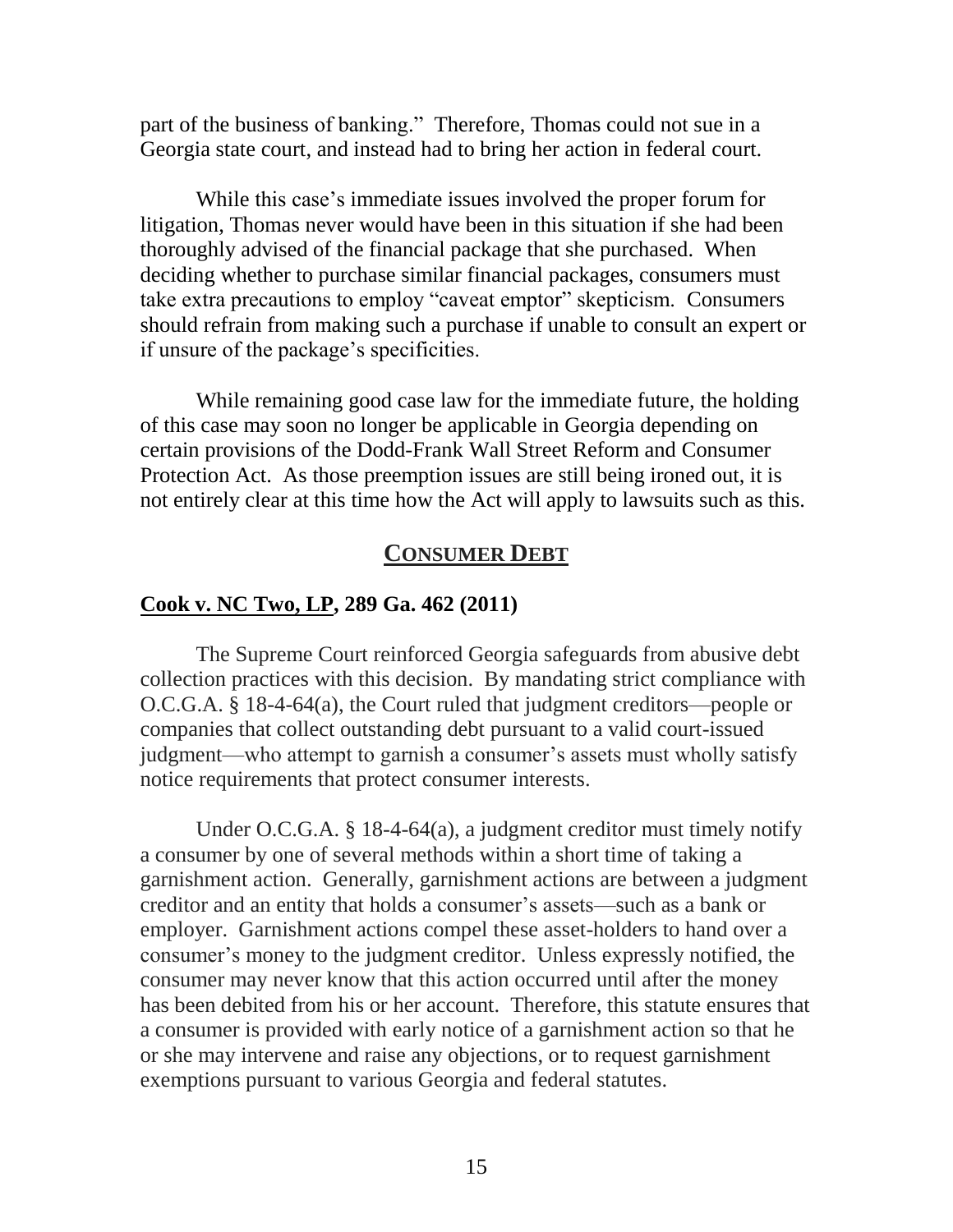part of the business of banking." Therefore, Thomas could not sue in a Georgia state court, and instead had to bring her action in federal court.

While this case's immediate issues involved the proper forum for litigation, Thomas never would have been in this situation if she had been thoroughly advised of the financial package that she purchased. When deciding whether to purchase similar financial packages, consumers must take extra precautions to employ "caveat emptor" skepticism. Consumers should refrain from making such a purchase if unable to consult an expert or if unsure of the package's specificities.

While remaining good case law for the immediate future, the holding of this case may soon no longer be applicable in Georgia depending on certain provisions of the Dodd-Frank Wall Street Reform and Consumer Protection Act. As those preemption issues are still being ironed out, it is not entirely clear at this time how the Act will apply to lawsuits such as this.

## CONSUMER DEBT

### Cook v. NC Two, LP, 289 Ga. 462 (2011)

The Supreme Court reinforced Georgia safeguards from abusive debt collection practices with this decision. By mandating strict compliance with O.C.G.A. § 18-4-64(a), the Court ruled that judgment creditors—people or companies that collect outstanding debt pursuant to a valid court-issued judgment—who attempt to garnish a consumer's assets must wholly satisfy notice requirements that protect consumer interests.

Under O.C.G.A. § 18-4-64(a), a judgment creditor must timely notify a consumer by one of several methods within a short time of taking a garnishment action. Generally, garnishment actions are between a judgment creditor and an entity that holds a consumer's assets—such as a bank or employer. Garnishment actions compel these asset-holders to hand over a consumer's money to the judgment creditor. Unless expressly notified, the consumer may never know that this action occurred until after the money has been debited from his or her account. Therefore, this statute ensures that a consumer is provided with early notice of a garnishment action so that he or she may intervene and raise any objections, or to request garnishment exemptions pursuant to various Georgia and federal statutes.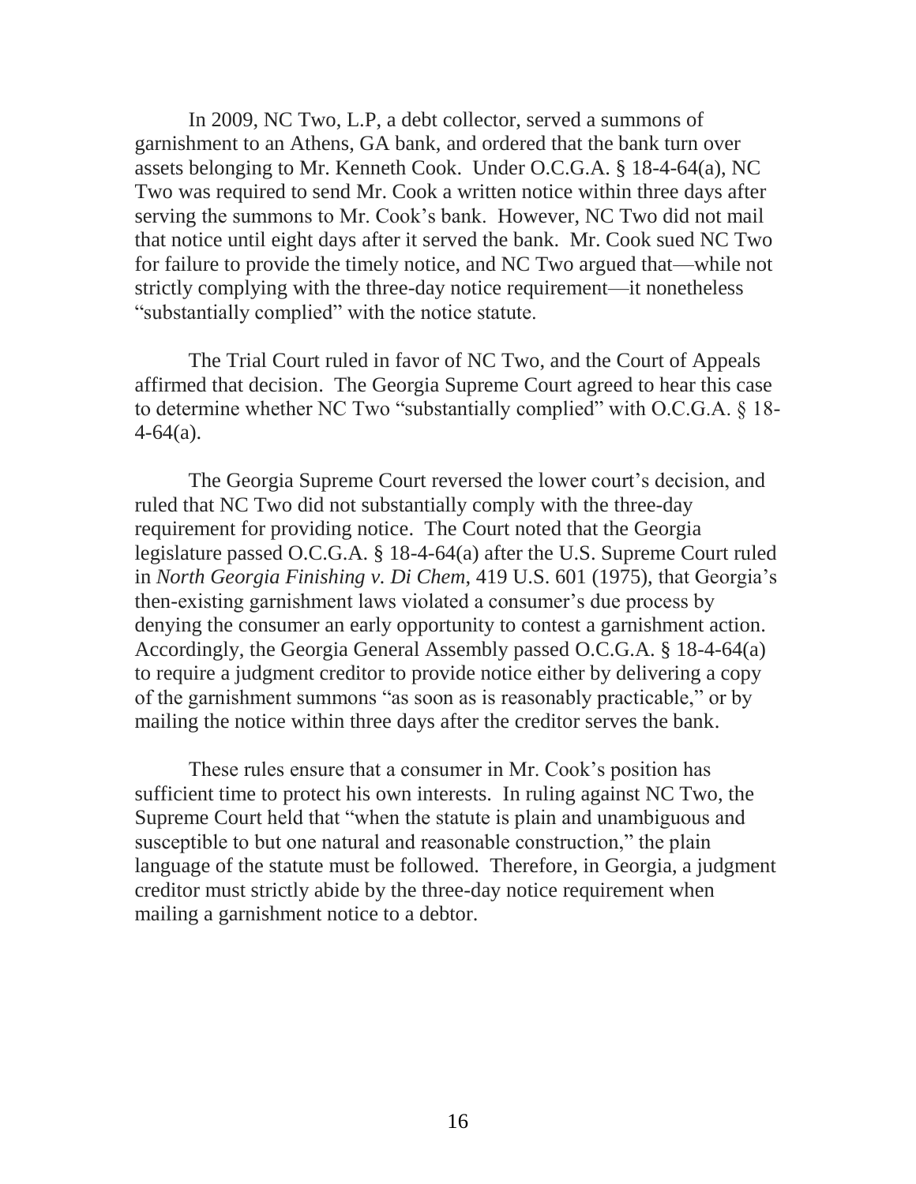In 2009, NC Two, L.P, a debt collector, served a summons of garnishment to an Athens, GA bank, and ordered that the bank turn over assets belonging to Mr. Kenneth Cook. Under O.C.G.A. § 18-4-64(a), NC Two was required to send Mr. Cook a written notice within three days after serving the summons to Mr. Cook's bank. However, NC Two did not mail that notice until eight days after it served the bank. Mr. Cook sued NC Two for failure to provide the timely notice, and NC Two argued that—while not strictly complying with the three-day notice requirement—it nonetheless "substantially complied" with the notice statute.

The Trial Court ruled in favor of NC Two, and the Court of Appeals affirmed that decision. The Georgia Supreme Court agreed to hear this case to determine whether NC Two "substantially complied" with O.C.G.A. § 18-4-64(a).

The Georgia Supreme Court reversed the lower court's decision, and ruled that NC Two did not substantially comply with the three-day requirement for providing notice. The Court noted that the Georgia legislature passed O.C.G.A. § 18-4-64(a) after the U.S. Supreme Court ruled in *North Georgia Finishing v. Di Chem*, 419 U.S. 601 (1975), that Georgia's then-existing garnishment laws violated a consumer's due process by denying the consumer an early opportunity to contest a garnishment action. Accordingly, the Georgia General Assembly passed O.C.G.A. § 18-4-64(a) to require a judgment creditor to provide notice either by delivering a copy of the garnishment summons "as soon as is reasonably practicable," or by mailing the notice within three days after the creditor serves the bank.

These rules ensure that a consumer in Mr. Cook's position has sufficient time to protect his own interests. In ruling against NC Two, the Supreme Court held that "when the statute is plain and unambiguous and susceptible to but one natural and reasonable construction," the plain language of the statute must be followed. Therefore, in Georgia, a judgment creditor must strictly abide by the three-day notice requirement when mailing a garnishment notice to a debtor.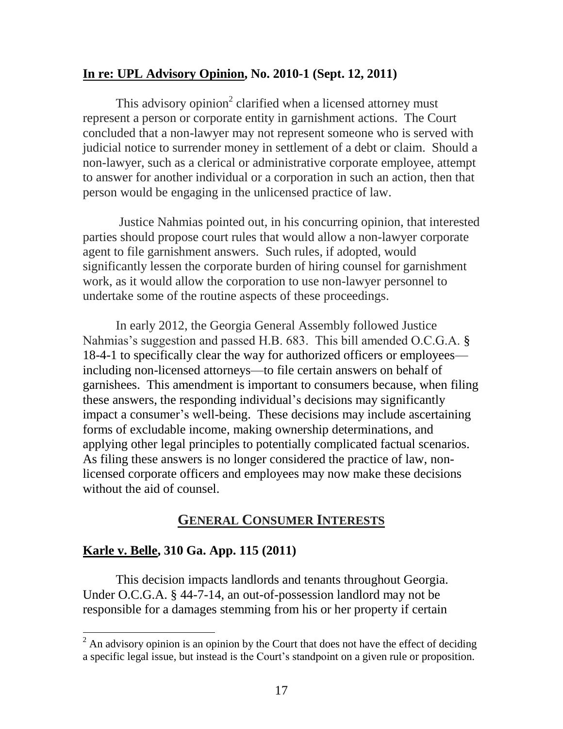**In re: UPL Advisory Opinion, No. 2010-1 (Sept. 12, 2011)**

This advisory opinion[2] clarified when a licensed attorney must represent a person or corporate entity in garnishment actions. The Court concluded that a non-lawyer may not represent someone who is served with judicial notice to surrender money in settlement of a debt or claim. Should a non-lawyer, such as a clerical or administrative corporate employee, attempt to answer for another individual or a corporation in such an action, then that person would be engaging in the unlicensed practice of law.

Justice Nahmias pointed out, in his concurring opinion, that interested parties should propose court rules that would allow a non-lawyer corporate agent to file garnishment answers. Such rules, if adopted, would significantly lessen the corporate burden of hiring counsel for garnishment work, as it would allow the corporation to use non-lawyer personnel to undertake some of the routine aspects of these proceedings.

In early 2012, the Georgia General Assembly followed Justice Nahmias's suggestion and passed H.B. 683. This bill amended O.C.G.A. § 18-4-1 to specifically clear the way for authorized officers or employees—including non-licensed attorneys—to file certain answers on behalf of garnishees. This amendment is important to consumers because, when filing these answers, the responding individual's decisions may significantly impact a consumer's well-being. These decisions may include ascertaining forms of excludable income, making ownership determinations, and applying other legal principles to potentially complicated factual scenarios. As filing these answers is no longer considered the practice of law, non-licensed corporate officers and employees may now make these decisions without the aid of counsel.

## GENERAL CONSUMER INTERESTS

**Karle v. Belle, 310 Ga. App. 115 (2011)**

This decision impacts landlords and tenants throughout Georgia. Under O.C.G.A. § 44-7-14, an out-of-possession landlord may not be responsible for a damages stemming from his or her property if certain

[2] An advisory opinion is an opinion by the Court that does not have the effect of deciding a specific legal issue, but instead is the Court's standpoint on a given rule or proposition.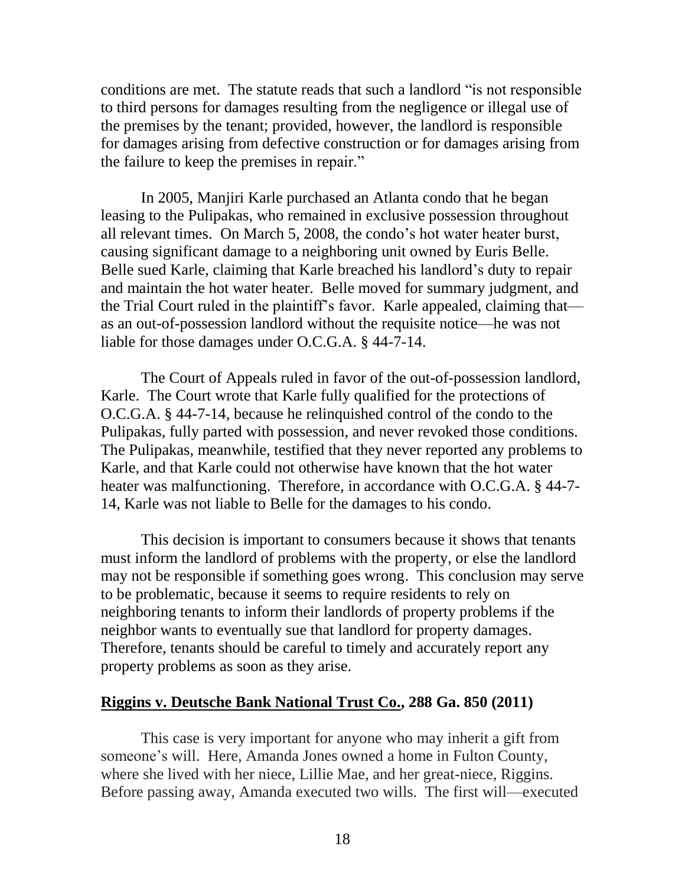conditions are met. The statute reads that such a landlord "is not responsible to third persons for damages resulting from the negligence or illegal use of the premises by the tenant; provided, however, the landlord is responsible for damages arising from defective construction or for damages arising from the failure to keep the premises in repair."

In 2005, Manjiri Karle purchased an Atlanta condo that he began leasing to the Pulipakas, who remained in exclusive possession throughout all relevant times. On March 5, 2008, the condo's hot water heater burst, causing significant damage to a neighboring unit owned by Euris Belle. Belle sued Karle, claiming that Karle breached his landlord's duty to repair and maintain the hot water heater. Belle moved for summary judgment, and the Trial Court ruled in the plaintiff's favor. Karle appealed, claiming that—as an out-of-possession landlord without the requisite notice—he was not liable for those damages under O.C.G.A. § 44-7-14.

The Court of Appeals ruled in favor of the out-of-possession landlord, Karle. The Court wrote that Karle fully qualified for the protections of O.C.G.A. § 44-7-14, because he relinquished control of the condo to the Pulipakas, fully parted with possession, and never revoked those conditions. The Pulipakas, meanwhile, testified that they never reported any problems to Karle, and that Karle could not otherwise have known that the hot water heater was malfunctioning. Therefore, in accordance with O.C.G.A. § 44-7-14, Karle was not liable to Belle for the damages to his condo.

This decision is important to consumers because it shows that tenants must inform the landlord of problems with the property, or else the landlord may not be responsible if something goes wrong. This conclusion may serve to be problematic, because it seems to require residents to rely on neighboring tenants to inform their landlords of property problems if the neighbor wants to eventually sue that landlord for property damages. Therefore, tenants should be careful to timely and accurately report any property problems as soon as they arise.

**Riggins v. Deutsche Bank National Trust Co., 288 Ga. 850 (2011)**

This case is very important for anyone who may inherit a gift from someone's will. Here, Amanda Jones owned a home in Fulton County, where she lived with her niece, Lillie Mae, and her great-niece, Riggins. Before passing away, Amanda executed two wills. The first will—executed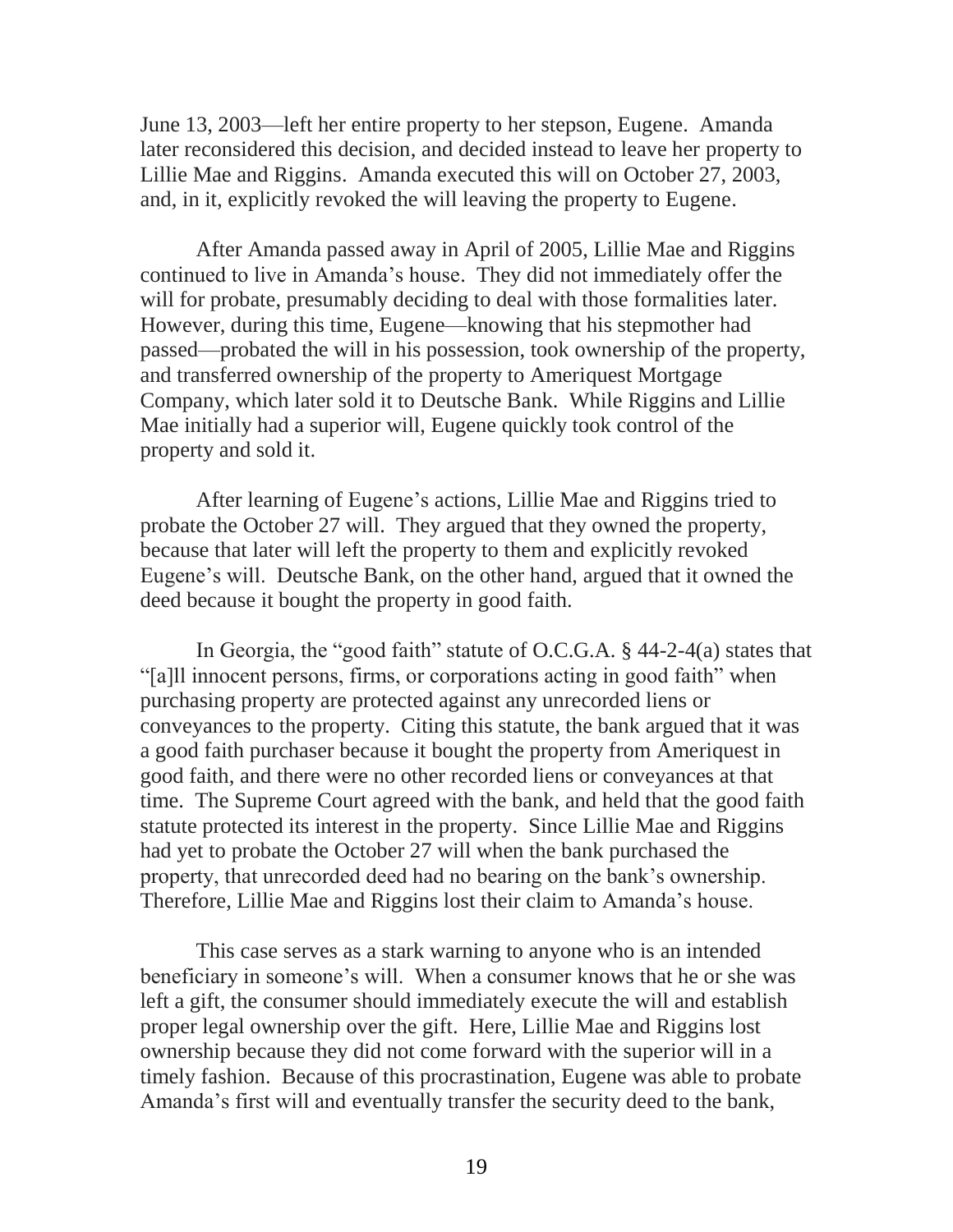June 13, 2003—left her entire property to her stepson, Eugene. Amanda later reconsidered this decision, and decided instead to leave her property to Lillie Mae and Riggins. Amanda executed this will on October 27, 2003, and, in it, explicitly revoked the will leaving the property to Eugene.

After Amanda passed away in April of 2005, Lillie Mae and Riggins continued to live in Amanda's house. They did not immediately offer the will for probate, presumably deciding to deal with those formalities later. However, during this time, Eugene—knowing that his stepmother had passed—probated the will in his possession, took ownership of the property, and transferred ownership of the property to Ameriquest Mortgage Company, which later sold it to Deutsche Bank. While Riggins and Lillie Mae initially had a superior will, Eugene quickly took control of the property and sold it.

After learning of Eugene's actions, Lillie Mae and Riggins tried to probate the October 27 will. They argued that they owned the property, because that later will left the property to them and explicitly revoked Eugene's will. Deutsche Bank, on the other hand, argued that it owned the deed because it bought the property in good faith.

In Georgia, the "good faith" statute of O.C.G.A. § 44-2-4(a) states that "[a]ll innocent persons, firms, or corporations acting in good faith" when purchasing property are protected against any unrecorded liens or conveyances to the property. Citing this statute, the bank argued that it was a good faith purchaser because it bought the property from Ameriquest in good faith, and there were no other recorded liens or conveyances at that time. The Supreme Court agreed with the bank, and held that the good faith statute protected its interest in the property. Since Lillie Mae and Riggins had yet to probate the October 27 will when the bank purchased the property, that unrecorded deed had no bearing on the bank's ownership. Therefore, Lillie Mae and Riggins lost their claim to Amanda's house.

This case serves as a stark warning to anyone who is an intended beneficiary in someone's will. When a consumer knows that he or she was left a gift, the consumer should immediately execute the will and establish proper legal ownership over the gift. Here, Lillie Mae and Riggins lost ownership because they did not come forward with the superior will in a timely fashion. Because of this procrastination, Eugene was able to probate Amanda's first will and eventually transfer the security deed to the bank,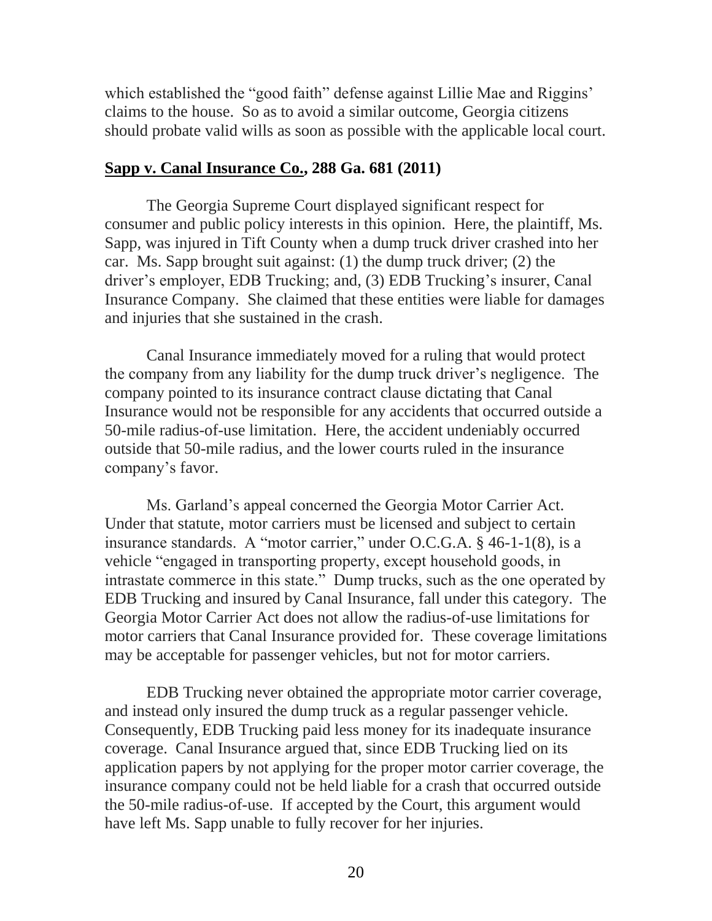which established the "good faith" defense against Lillie Mae and Riggins' claims to the house. So as to avoid a similar outcome, Georgia citizens should probate valid wills as soon as possible with the applicable local court.

**<u>Sapp v. Canal Insurance Co.</u>, 288 Ga. 681 (2011)**

The Georgia Supreme Court displayed significant respect for consumer and public policy interests in this opinion. Here, the plaintiff, Ms. Sapp, was injured in Tift County when a dump truck driver crashed into her car. Ms. Sapp brought suit against: (1) the dump truck driver; (2) the driver's employer, EDB Trucking; and, (3) EDB Trucking's insurer, Canal Insurance Company. She claimed that these entities were liable for damages and injuries that she sustained in the crash.

Canal Insurance immediately moved for a ruling that would protect the company from any liability for the dump truck driver's negligence. The company pointed to its insurance contract clause dictating that Canal Insurance would not be responsible for any accidents that occurred outside a 50-mile radius-of-use limitation. Here, the accident undeniably occurred outside that 50-mile radius, and the lower courts ruled in the insurance company's favor.

Ms. Garland's appeal concerned the Georgia Motor Carrier Act. Under that statute, motor carriers must be licensed and subject to certain insurance standards. A "motor carrier," under O.C.G.A. § 46-1-1(8), is a vehicle "engaged in transporting property, except household goods, in intrastate commerce in this state." Dump trucks, such as the one operated by EDB Trucking and insured by Canal Insurance, fall under this category. The Georgia Motor Carrier Act does not allow the radius-of-use limitations for motor carriers that Canal Insurance provided for. These coverage limitations may be acceptable for passenger vehicles, but not for motor carriers.

EDB Trucking never obtained the appropriate motor carrier coverage, and instead only insured the dump truck as a regular passenger vehicle. Consequently, EDB Trucking paid less money for its inadequate insurance coverage. Canal Insurance argued that, since EDB Trucking lied on its application papers by not applying for the proper motor carrier coverage, the insurance company could not be held liable for a crash that occurred outside the 50-mile radius-of-use. If accepted by the Court, this argument would have left Ms. Sapp unable to fully recover for her injuries.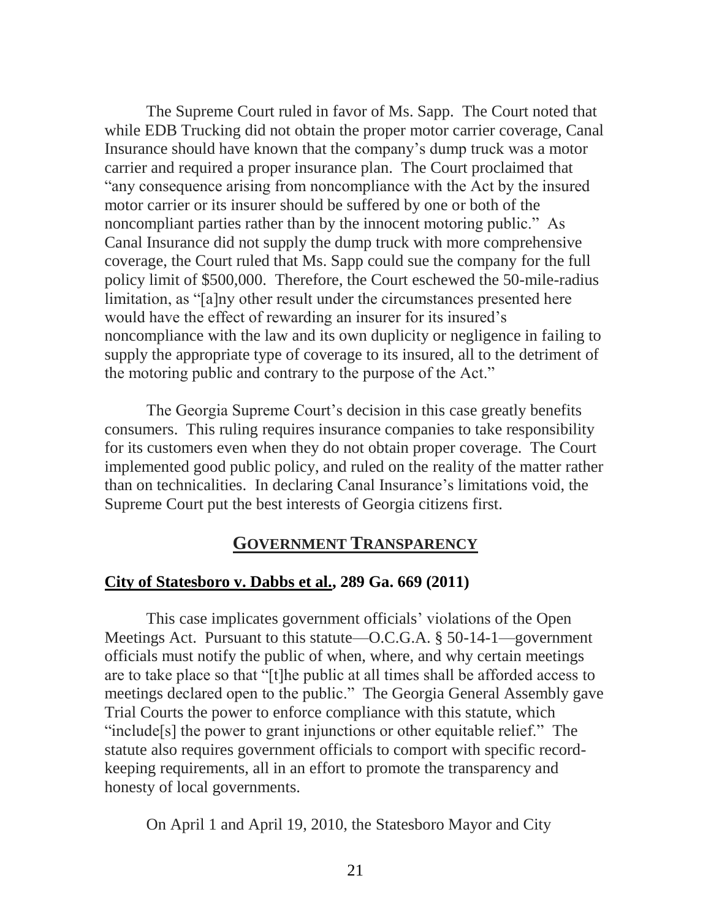The Supreme Court ruled in favor of Ms. Sapp. The Court noted that while EDB Trucking did not obtain the proper motor carrier coverage, Canal Insurance should have known that the company's dump truck was a motor carrier and required a proper insurance plan. The Court proclaimed that "any consequence arising from noncompliance with the Act by the insured motor carrier or its insurer should be suffered by one or both of the noncompliant parties rather than by the innocent motoring public." As Canal Insurance did not supply the dump truck with more comprehensive coverage, the Court ruled that Ms. Sapp could sue the company for the full policy limit of $500,000. Therefore, the Court eschewed the 50-mile-radius limitation, as "[a]ny other result under the circumstances presented here would have the effect of rewarding an insurer for its insured's noncompliance with the law and its own duplicity or negligence in failing to supply the appropriate type of coverage to its insured, all to the detriment of the motoring public and contrary to the purpose of the Act."

The Georgia Supreme Court's decision in this case greatly benefits consumers. This ruling requires insurance companies to take responsibility for its customers even when they do not obtain proper coverage. The Court implemented good public policy, and ruled on the reality of the matter rather than on technicalities. In declaring Canal Insurance's limitations void, the Supreme Court put the best interests of Georgia citizens first.

## GOVERNMENT TRANSPARENCY

**City of Statesboro v. Dabbs et al., 289 Ga. 669 (2011)**

This case implicates government officials' violations of the Open Meetings Act. Pursuant to this statute—O.C.G.A. § 50-14-1—government officials must notify the public of when, where, and why certain meetings are to take place so that "[t]he public at all times shall be afforded access to meetings declared open to the public." The Georgia General Assembly gave Trial Courts the power to enforce compliance with this statute, which "include[s] the power to grant injunctions or other equitable relief." The statute also requires government officials to comport with specific record-keeping requirements, all in an effort to promote the transparency and honesty of local governments.

On April 1 and April 19, 2010, the Statesboro Mayor and City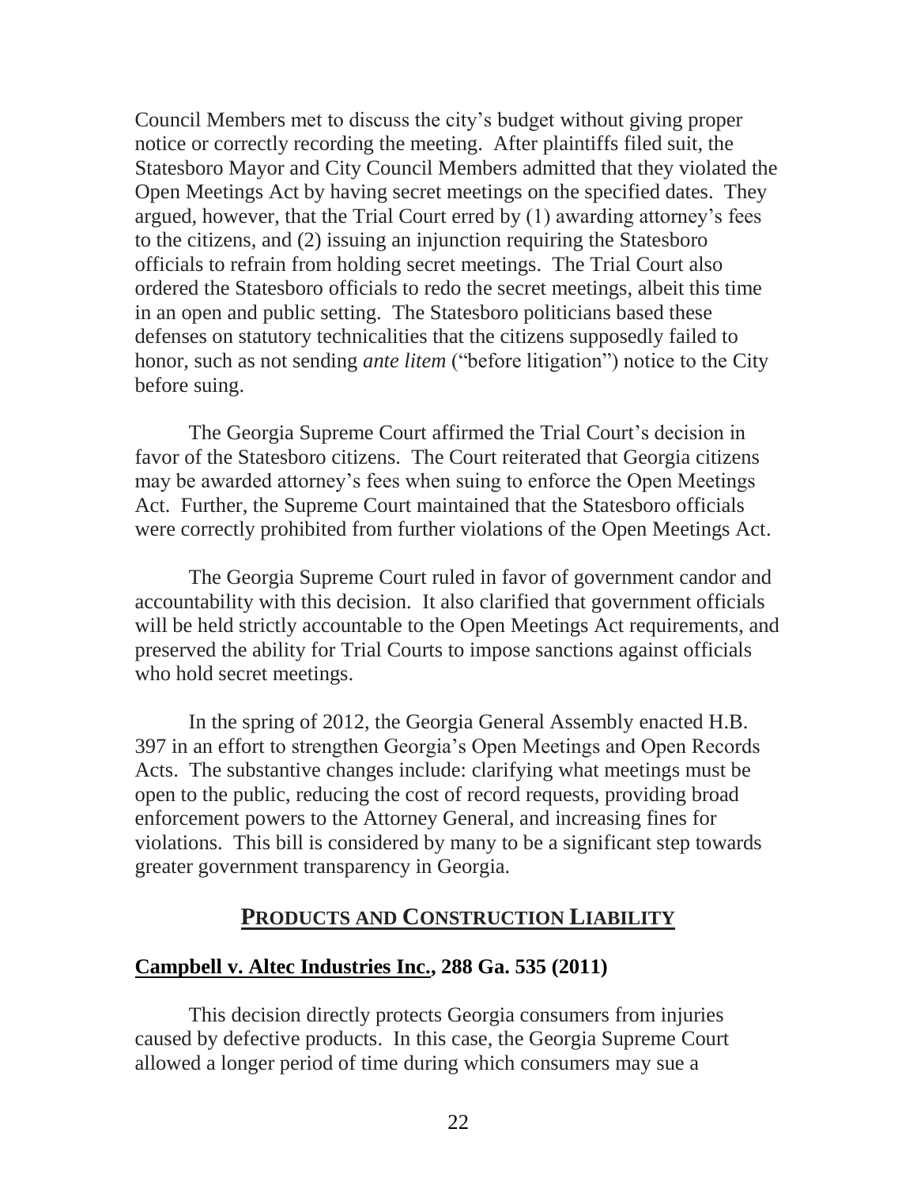Council Members met to discuss the city's budget without giving proper notice or correctly recording the meeting. After plaintiffs filed suit, the Statesboro Mayor and City Council Members admitted that they violated the Open Meetings Act by having secret meetings on the specified dates. They argued, however, that the Trial Court erred by (1) awarding attorney's fees to the citizens, and (2) issuing an injunction requiring the Statesboro officials to refrain from holding secret meetings. The Trial Court also ordered the Statesboro officials to redo the secret meetings, albeit this time in an open and public setting. The Statesboro politicians based these defenses on statutory technicalities that the citizens supposedly failed to honor, such as not sending *ante litem* ("before litigation") notice to the City before suing.

The Georgia Supreme Court affirmed the Trial Court's decision in favor of the Statesboro citizens. The Court reiterated that Georgia citizens may be awarded attorney's fees when suing to enforce the Open Meetings Act. Further, the Supreme Court maintained that the Statesboro officials were correctly prohibited from further violations of the Open Meetings Act.

The Georgia Supreme Court ruled in favor of government candor and accountability with this decision. It also clarified that government officials will be held strictly accountable to the Open Meetings Act requirements, and preserved the ability for Trial Courts to impose sanctions against officials who hold secret meetings.

In the spring of 2012, the Georgia General Assembly enacted H.B. 397 in an effort to strengthen Georgia's Open Meetings and Open Records Acts. The substantive changes include: clarifying what meetings must be open to the public, reducing the cost of record requests, providing broad enforcement powers to the Attorney General, and increasing fines for violations. This bill is considered by many to be a significant step towards greater government transparency in Georgia.

## PRODUCTS AND CONSTRUCTION LIABILITY

### Campbell v. Altec Industries Inc., 288 Ga. 535 (2011)

This decision directly protects Georgia consumers from injuries caused by defective products. In this case, the Georgia Supreme Court allowed a longer period of time during which consumers may sue a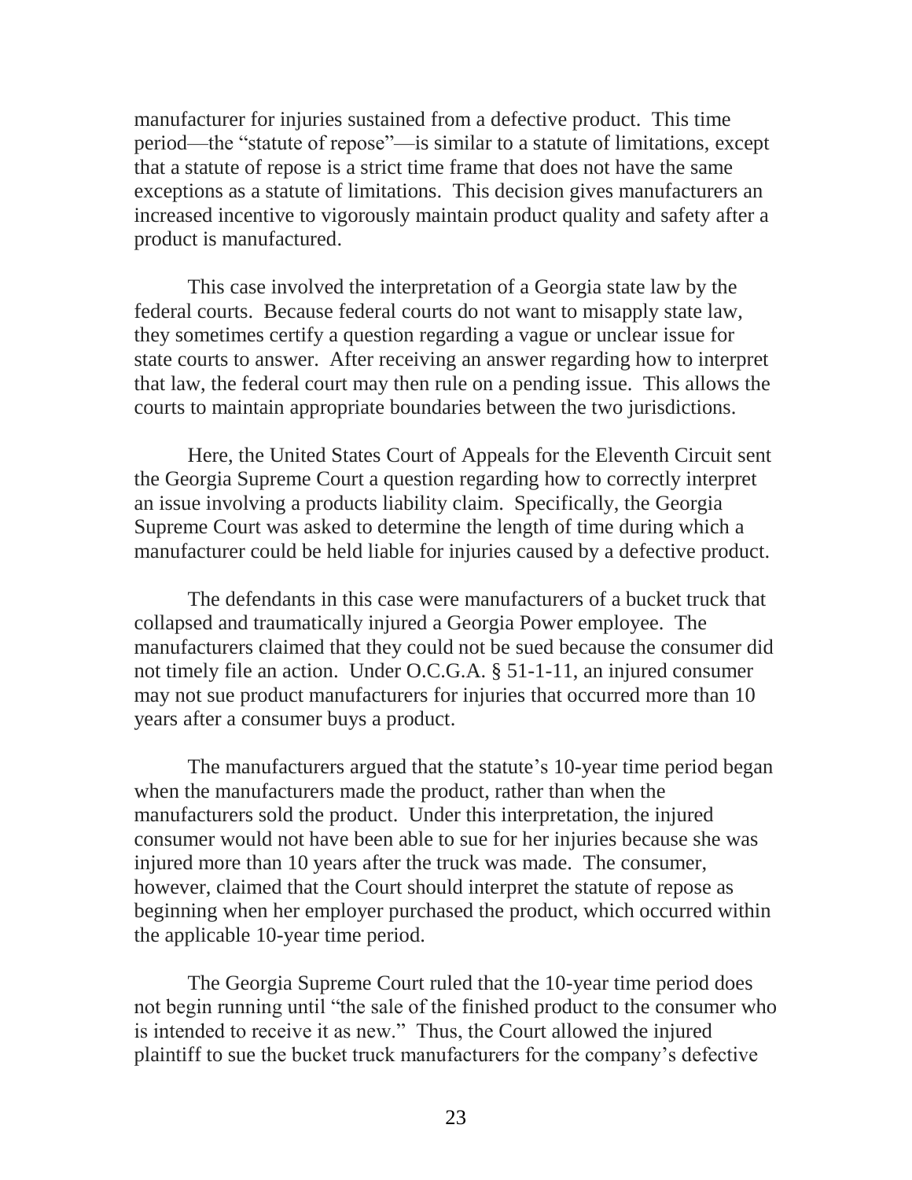manufacturer for injuries sustained from a defective product. This time period—the "statute of repose"—is similar to a statute of limitations, except that a statute of repose is a strict time frame that does not have the same exceptions as a statute of limitations. This decision gives manufacturers an increased incentive to vigorously maintain product quality and safety after a product is manufactured.

This case involved the interpretation of a Georgia state law by the federal courts. Because federal courts do not want to misapply state law, they sometimes certify a question regarding a vague or unclear issue for state courts to answer. After receiving an answer regarding how to interpret that law, the federal court may then rule on a pending issue. This allows the courts to maintain appropriate boundaries between the two jurisdictions.

Here, the United States Court of Appeals for the Eleventh Circuit sent the Georgia Supreme Court a question regarding how to correctly interpret an issue involving a products liability claim. Specifically, the Georgia Supreme Court was asked to determine the length of time during which a manufacturer could be held liable for injuries caused by a defective product.

The defendants in this case were manufacturers of a bucket truck that collapsed and traumatically injured a Georgia Power employee. The manufacturers claimed that they could not be sued because the consumer did not timely file an action. Under O.C.G.A. § 51-1-11, an injured consumer may not sue product manufacturers for injuries that occurred more than 10 years after a consumer buys a product.

The manufacturers argued that the statute's 10-year time period began when the manufacturers made the product, rather than when the manufacturers sold the product. Under this interpretation, the injured consumer would not have been able to sue for her injuries because she was injured more than 10 years after the truck was made. The consumer, however, claimed that the Court should interpret the statute of repose as beginning when her employer purchased the product, which occurred within the applicable 10-year time period.

The Georgia Supreme Court ruled that the 10-year time period does not begin running until "the sale of the finished product to the consumer who is intended to receive it as new." Thus, the Court allowed the injured plaintiff to sue the bucket truck manufacturers for the company's defective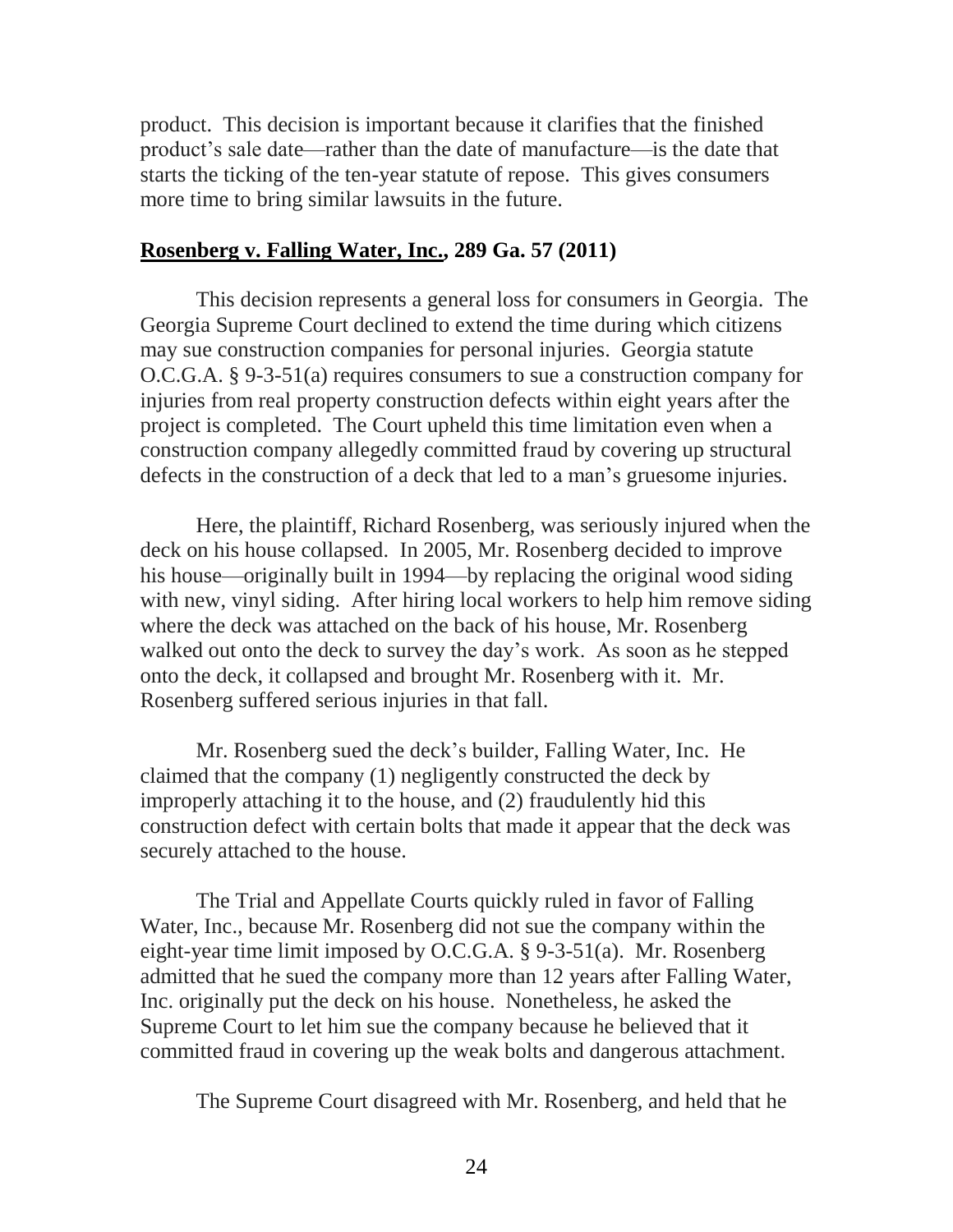product. This decision is important because it clarifies that the finished product's sale date—rather than the date of manufacture—is the date that starts the ticking of the ten-year statute of repose. This gives consumers more time to bring similar lawsuits in the future.

**Rosenberg v. Falling Water, Inc., 289 Ga. 57 (2011)**

This decision represents a general loss for consumers in Georgia. The Georgia Supreme Court declined to extend the time during which citizens may sue construction companies for personal injuries. Georgia statute O.C.G.A. § 9-3-51(a) requires consumers to sue a construction company for injuries from real property construction defects within eight years after the project is completed. The Court upheld this time limitation even when a construction company allegedly committed fraud by covering up structural defects in the construction of a deck that led to a man's gruesome injuries.

Here, the plaintiff, Richard Rosenberg, was seriously injured when the deck on his house collapsed. In 2005, Mr. Rosenberg decided to improve his house—originally built in 1994—by replacing the original wood siding with new, vinyl siding. After hiring local workers to help him remove siding where the deck was attached on the back of his house, Mr. Rosenberg walked out onto the deck to survey the day's work. As soon as he stepped onto the deck, it collapsed and brought Mr. Rosenberg with it. Mr. Rosenberg suffered serious injuries in that fall.

Mr. Rosenberg sued the deck's builder, Falling Water, Inc. He claimed that the company (1) negligently constructed the deck by improperly attaching it to the house, and (2) fraudulently hid this construction defect with certain bolts that made it appear that the deck was securely attached to the house.

The Trial and Appellate Courts quickly ruled in favor of Falling Water, Inc., because Mr. Rosenberg did not sue the company within the eight-year time limit imposed by O.C.G.A. § 9-3-51(a). Mr. Rosenberg admitted that he sued the company more than 12 years after Falling Water, Inc. originally put the deck on his house. Nonetheless, he asked the Supreme Court to let him sue the company because he believed that it committed fraud in covering up the weak bolts and dangerous attachment.

The Supreme Court disagreed with Mr. Rosenberg, and held that he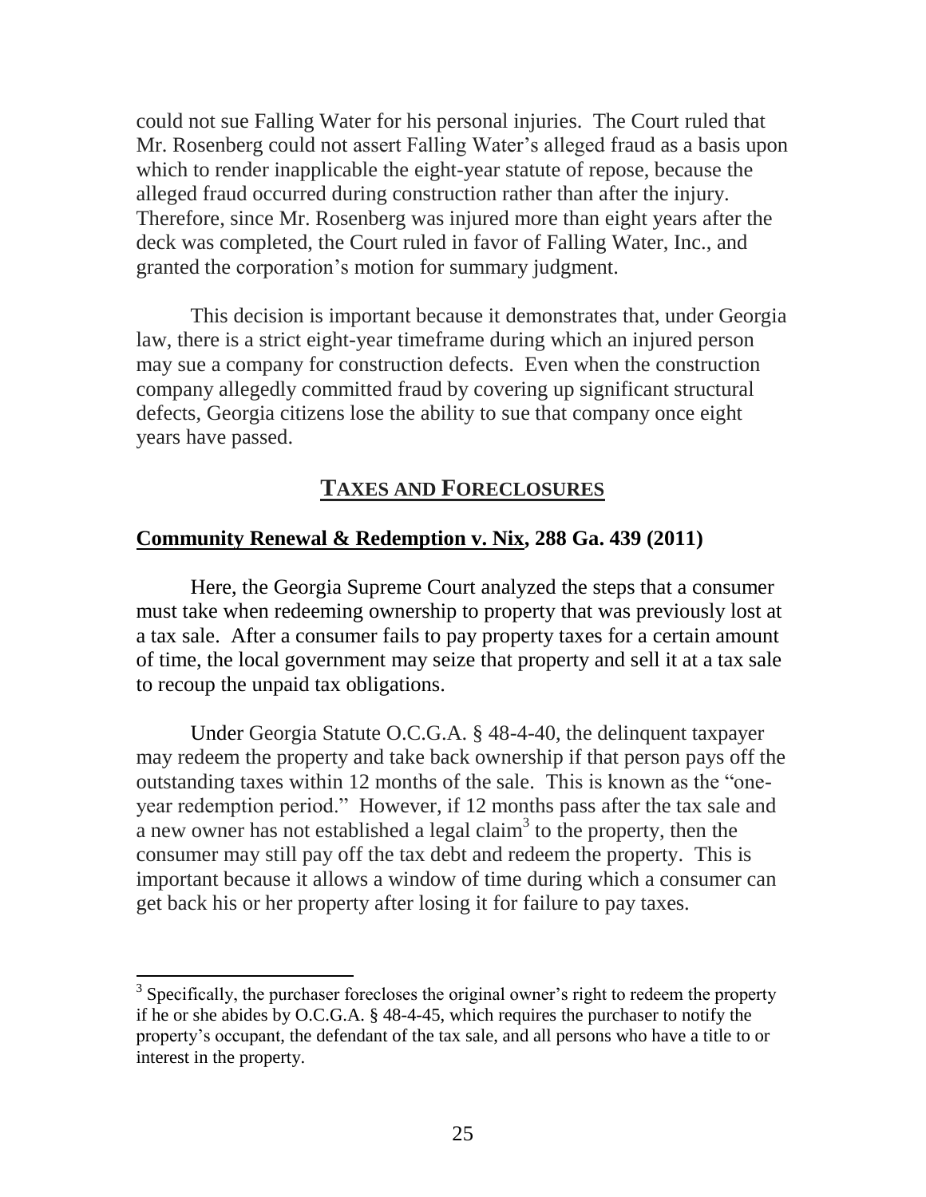could not sue Falling Water for his personal injuries. The Court ruled that Mr. Rosenberg could not assert Falling Water's alleged fraud as a basis upon which to render inapplicable the eight-year statute of repose, because the alleged fraud occurred during construction rather than after the injury. Therefore, since Mr. Rosenberg was injured more than eight years after the deck was completed, the Court ruled in favor of Falling Water, Inc., and granted the corporation's motion for summary judgment.

This decision is important because it demonstrates that, under Georgia law, there is a strict eight-year timeframe during which an injured person may sue a company for construction defects. Even when the construction company allegedly committed fraud by covering up significant structural defects, Georgia citizens lose the ability to sue that company once eight years have passed.

## TAXES AND FORECLOSURES

### Community Renewal & Redemption v. Nix, 288 Ga. 439 (2011)

Here, the Georgia Supreme Court analyzed the steps that a consumer must take when redeeming ownership to property that was previously lost at a tax sale. After a consumer fails to pay property taxes for a certain amount of time, the local government may seize that property and sell it at a tax sale to recoup the unpaid tax obligations.

Under Georgia Statute O.C.G.A. § 48-4-40, the delinquent taxpayer may redeem the property and take back ownership if that person pays off the outstanding taxes within 12 months of the sale. This is known as the "one-year redemption period." However, if 12 months pass after the tax sale and a new owner has not established a legal claim[3] to the property, then the consumer may still pay off the tax debt and redeem the property. This is important because it allows a window of time during which a consumer can get back his or her property after losing it for failure to pay taxes.

[3] Specifically, the purchaser forecloses the original owner's right to redeem the property if he or she abides by O.C.G.A. § 48-4-45, which requires the purchaser to notify the property's occupant, the defendant of the tax sale, and all persons who have a title to or interest in the property.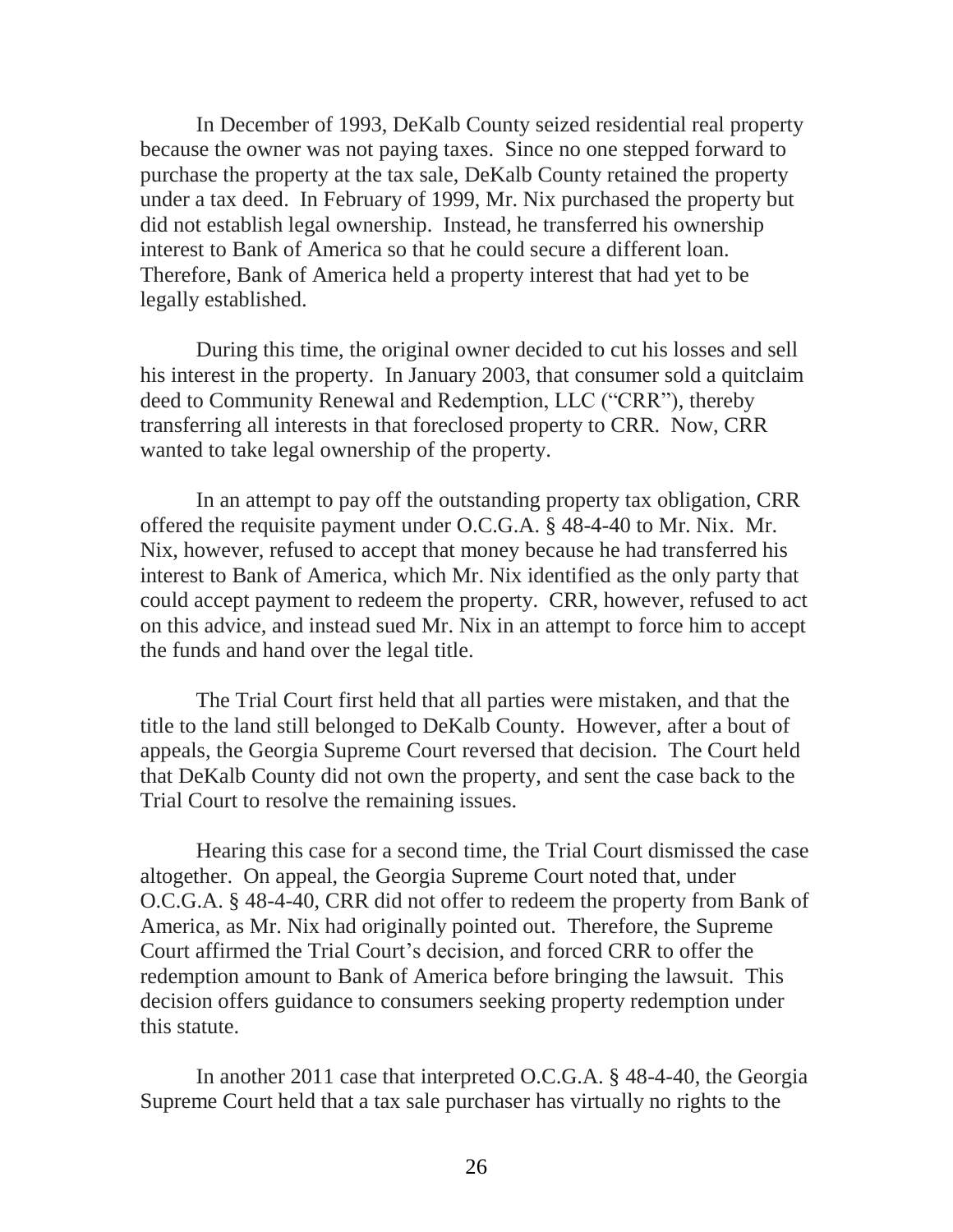In December of 1993, DeKalb County seized residential real property because the owner was not paying taxes. Since no one stepped forward to purchase the property at the tax sale, DeKalb County retained the property under a tax deed. In February of 1999, Mr. Nix purchased the property but did not establish legal ownership. Instead, he transferred his ownership interest to Bank of America so that he could secure a different loan. Therefore, Bank of America held a property interest that had yet to be legally established.

During this time, the original owner decided to cut his losses and sell his interest in the property. In January 2003, that consumer sold a quitclaim deed to Community Renewal and Redemption, LLC ("CRR"), thereby transferring all interests in that foreclosed property to CRR. Now, CRR wanted to take legal ownership of the property.

In an attempt to pay off the outstanding property tax obligation, CRR offered the requisite payment under O.C.G.A. § 48-4-40 to Mr. Nix. Mr. Nix, however, refused to accept that money because he had transferred his interest to Bank of America, which Mr. Nix identified as the only party that could accept payment to redeem the property. CRR, however, refused to act on this advice, and instead sued Mr. Nix in an attempt to force him to accept the funds and hand over the legal title.

The Trial Court first held that all parties were mistaken, and that the title to the land still belonged to DeKalb County. However, after a bout of appeals, the Georgia Supreme Court reversed that decision. The Court held that DeKalb County did not own the property, and sent the case back to the Trial Court to resolve the remaining issues.

Hearing this case for a second time, the Trial Court dismissed the case altogether. On appeal, the Georgia Supreme Court noted that, under O.C.G.A. § 48-4-40, CRR did not offer to redeem the property from Bank of America, as Mr. Nix had originally pointed out. Therefore, the Supreme Court affirmed the Trial Court's decision, and forced CRR to offer the redemption amount to Bank of America before bringing the lawsuit. This decision offers guidance to consumers seeking property redemption under this statute.

In another 2011 case that interpreted O.C.G.A. § 48-4-40, the Georgia Supreme Court held that a tax sale purchaser has virtually no rights to the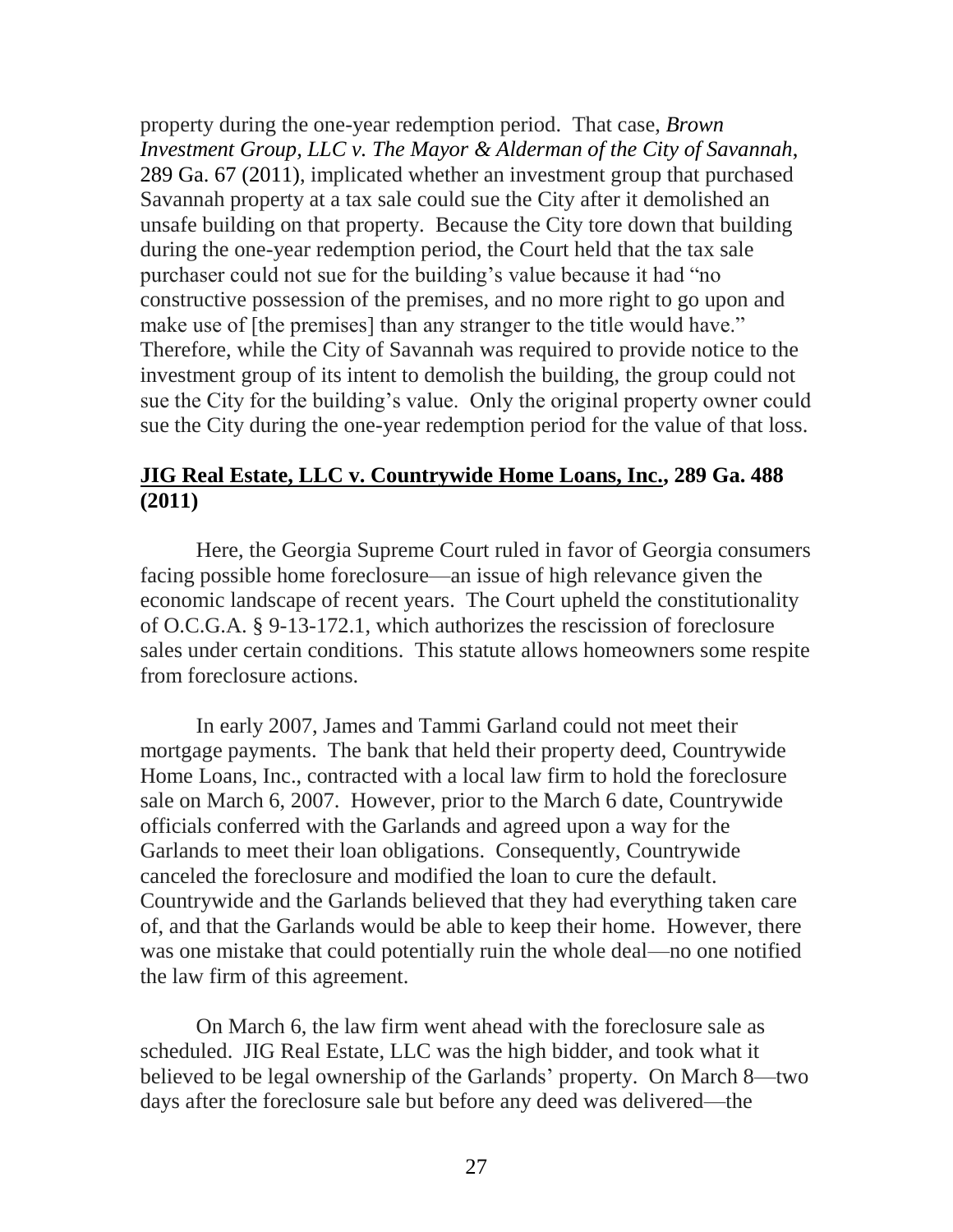property during the one-year redemption period. That case, *Brown Investment Group, LLC v. The Mayor & Alderman of the City of Savannah*, 289 Ga. 67 (2011), implicated whether an investment group that purchased Savannah property at a tax sale could sue the City after it demolished an unsafe building on that property. Because the City tore down that building during the one-year redemption period, the Court held that the tax sale purchaser could not sue for the building's value because it had "no constructive possession of the premises, and no more right to go upon and make use of [the premises] than any stranger to the title would have." Therefore, while the City of Savannah was required to provide notice to the investment group of its intent to demolish the building, the group could not sue the City for the building's value. Only the original property owner could sue the City during the one-year redemption period for the value of that loss.

**<u>JIG Real Estate, LLC v. Countrywide Home Loans, Inc.</u>, 289 Ga. 488 (2011)**

Here, the Georgia Supreme Court ruled in favor of Georgia consumers facing possible home foreclosure—an issue of high relevance given the economic landscape of recent years. The Court upheld the constitutionality of O.C.G.A. § 9-13-172.1, which authorizes the rescission of foreclosure sales under certain conditions. This statute allows homeowners some respite from foreclosure actions.

In early 2007, James and Tammi Garland could not meet their mortgage payments. The bank that held their property deed, Countrywide Home Loans, Inc., contracted with a local law firm to hold the foreclosure sale on March 6, 2007. However, prior to the March 6 date, Countrywide officials conferred with the Garlands and agreed upon a way for the Garlands to meet their loan obligations. Consequently, Countrywide canceled the foreclosure and modified the loan to cure the default. Countrywide and the Garlands believed that they had everything taken care of, and that the Garlands would be able to keep their home. However, there was one mistake that could potentially ruin the whole deal—no one notified the law firm of this agreement.

On March 6, the law firm went ahead with the foreclosure sale as scheduled. JIG Real Estate, LLC was the high bidder, and took what it believed to be legal ownership of the Garlands' property. On March 8—two days after the foreclosure sale but before any deed was delivered—the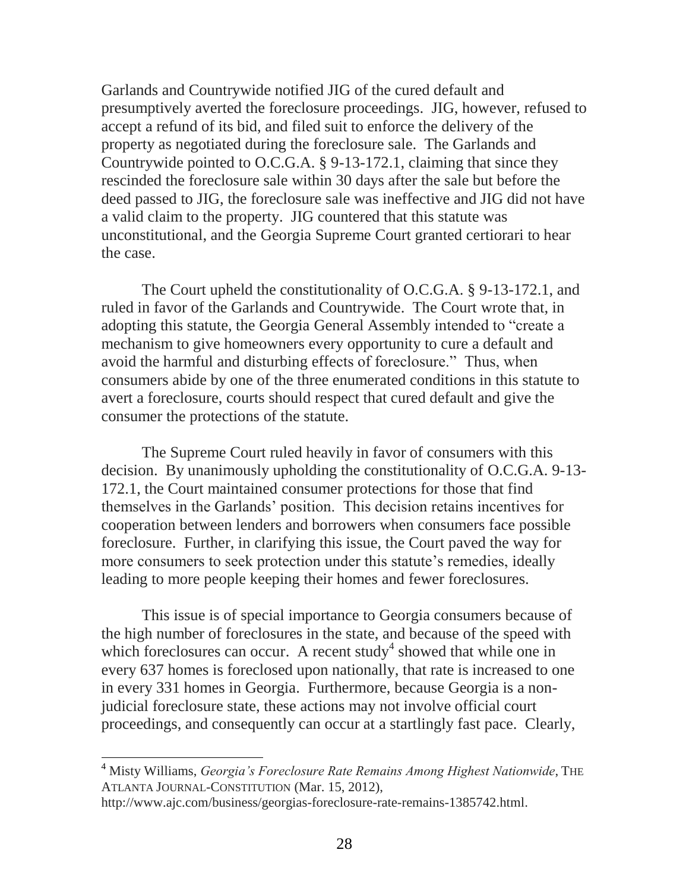Garlands and Countrywide notified JIG of the cured default and presumptively averted the foreclosure proceedings. JIG, however, refused to accept a refund of its bid, and filed suit to enforce the delivery of the property as negotiated during the foreclosure sale. The Garlands and Countrywide pointed to O.C.G.A. § 9-13-172.1, claiming that since they rescinded the foreclosure sale within 30 days after the sale but before the deed passed to JIG, the foreclosure sale was ineffective and JIG did not have a valid claim to the property. JIG countered that this statute was unconstitutional, and the Georgia Supreme Court granted certiorari to hear the case.

The Court upheld the constitutionality of O.C.G.A. § 9-13-172.1, and ruled in favor of the Garlands and Countrywide. The Court wrote that, in adopting this statute, the Georgia General Assembly intended to "create a mechanism to give homeowners every opportunity to cure a default and avoid the harmful and disturbing effects of foreclosure." Thus, when consumers abide by one of the three enumerated conditions in this statute to avert a foreclosure, courts should respect that cured default and give the consumer the protections of the statute.

The Supreme Court ruled heavily in favor of consumers with this decision. By unanimously upholding the constitutionality of O.C.G.A. 9-13-172.1, the Court maintained consumer protections for those that find themselves in the Garlands' position. This decision retains incentives for cooperation between lenders and borrowers when consumers face possible foreclosure. Further, in clarifying this issue, the Court paved the way for more consumers to seek protection under this statute's remedies, ideally leading to more people keeping their homes and fewer foreclosures.

This issue is of special importance to Georgia consumers because of the high number of foreclosures in the state, and because of the speed with which foreclosures can occur. A recent study[4] showed that while one in every 637 homes is foreclosed upon nationally, that rate is increased to one in every 331 homes in Georgia. Furthermore, because Georgia is a non-judicial foreclosure state, these actions may not involve official court proceedings, and consequently can occur at a startlingly fast pace. Clearly,

---

[4] Misty Williams, *Georgia's Foreclosure Rate Remains Among Highest Nationwide*, THE ATLANTA JOURNAL-CONSTITUTION (Mar. 15, 2012), http://www.ajc.com/business/georgias-foreclosure-rate-remains-1385742.html.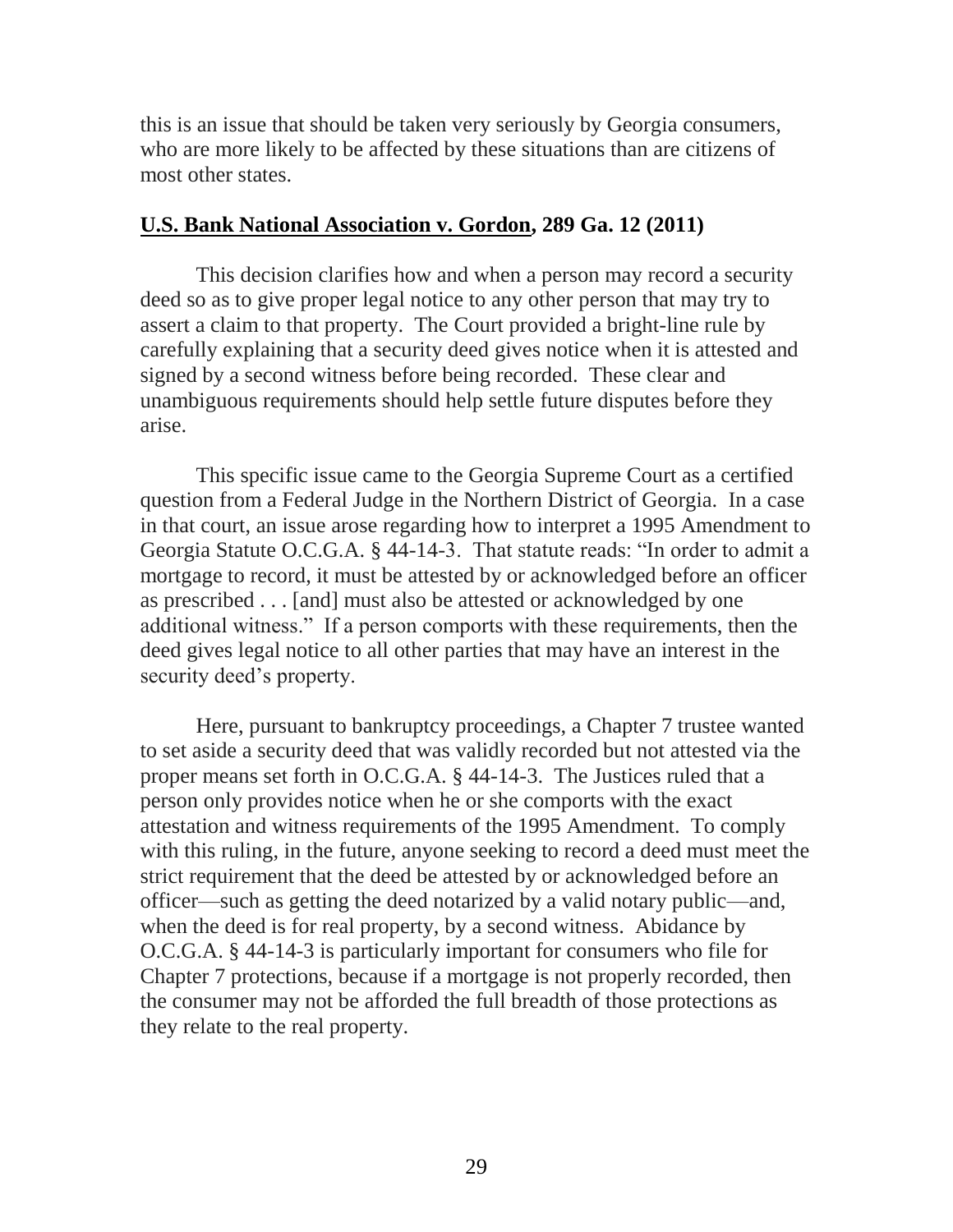this is an issue that should be taken very seriously by Georgia consumers, who are more likely to be affected by these situations than are citizens of most other states.

**U.S. Bank National Association v. Gordon, 289 Ga. 12 (2011)**

This decision clarifies how and when a person may record a security deed so as to give proper legal notice to any other person that may try to assert a claim to that property. The Court provided a bright-line rule by carefully explaining that a security deed gives notice when it is attested and signed by a second witness before being recorded. These clear and unambiguous requirements should help settle future disputes before they arise.

This specific issue came to the Georgia Supreme Court as a certified question from a Federal Judge in the Northern District of Georgia. In a case in that court, an issue arose regarding how to interpret a 1995 Amendment to Georgia Statute O.C.G.A. § 44-14-3. That statute reads: "In order to admit a mortgage to record, it must be attested by or acknowledged before an officer as prescribed . . . [and] must also be attested or acknowledged by one additional witness." If a person comports with these requirements, then the deed gives legal notice to all other parties that may have an interest in the security deed's property.

Here, pursuant to bankruptcy proceedings, a Chapter 7 trustee wanted to set aside a security deed that was validly recorded but not attested via the proper means set forth in O.C.G.A. § 44-14-3. The Justices ruled that a person only provides notice when he or she comports with the exact attestation and witness requirements of the 1995 Amendment. To comply with this ruling, in the future, anyone seeking to record a deed must meet the strict requirement that the deed be attested by or acknowledged before an officer—such as getting the deed notarized by a valid notary public—and, when the deed is for real property, by a second witness. Abidance by O.C.G.A. § 44-14-3 is particularly important for consumers who file for Chapter 7 protections, because if a mortgage is not properly recorded, then the consumer may not be afforded the full breadth of those protections as they relate to the real property.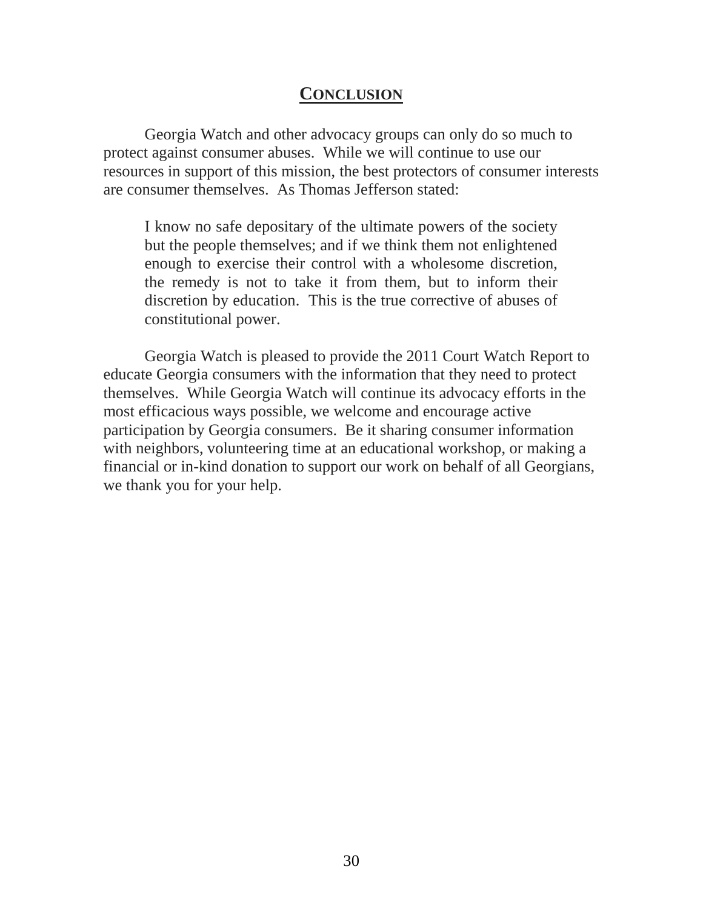## CONCLUSION

Georgia Watch and other advocacy groups can only do so much to protect against consumer abuses. While we will continue to use our resources in support of this mission, the best protectors of consumer interests are consumer themselves. As Thomas Jefferson stated:

> I know no safe depositary of the ultimate powers of the society but the people themselves; and if we think them not enlightened enough to exercise their control with a wholesome discretion, the remedy is not to take it from them, but to inform their discretion by education. This is the true corrective of abuses of constitutional power.

Georgia Watch is pleased to provide the 2011 Court Watch Report to educate Georgia consumers with the information that they need to protect themselves. While Georgia Watch will continue its advocacy efforts in the most efficacious ways possible, we welcome and encourage active participation by Georgia consumers. Be it sharing consumer information with neighbors, volunteering time at an educational workshop, or making a financial or in-kind donation to support our work on behalf of all Georgians, we thank you for your help.